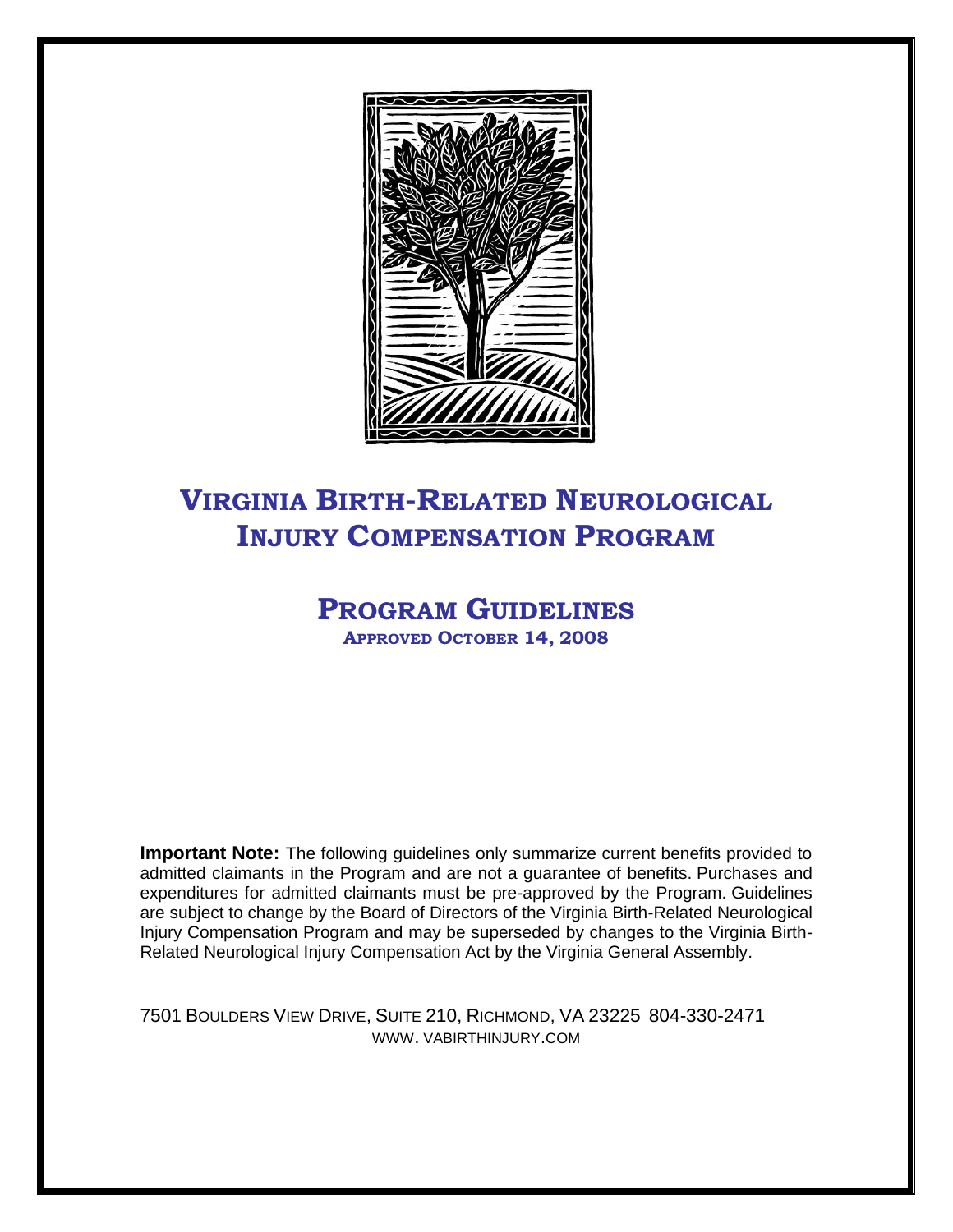# VIRGINIA BIRTH-RELATED NEUROLOGICAL INJURY COMPENSATION PROGRAM

## PROGRAM GUIDELINES

**APPROVED OCTOBER 14, 2008**

**Important Note:** The following guidelines only summarize current benefits provided to admitted claimants in the Program and are not a guarantee of benefits. Purchases and expenditures for admitted claimants must be pre-approved by the Program. Guidelines are subject to change by the Board of Directors of the Virginia Birth-Related Neurological Injury Compensation Program and may be superseded by changes to the Virginia Birth-Related Neurological Injury Compensation Act by the Virginia General Assembly.

7501 BOULDERS VIEW DRIVE, SUITE 210, RICHMOND, VA 23225 804-330-2471
WWW. VABIRTHINJURY.COM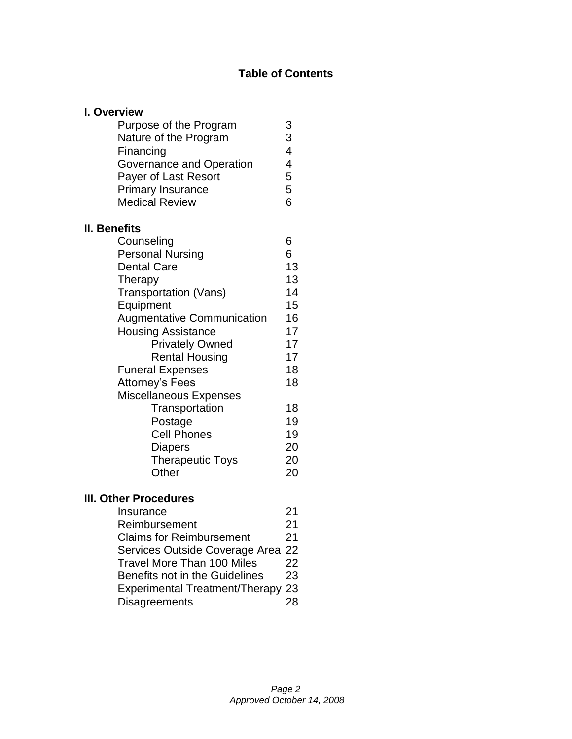# Table of Contents

## I. Overview

| | |
|---|---|
| Purpose of the Program | 3 |
| Nature of the Program | 3 |
| Financing | 4 |
| Governance and Operation | 4 |
| Payer of Last Resort | 5 |
| Primary Insurance | 5 |
| Medical Review | 6 |

## II. Benefits

| | |
|---|---|
| Counseling | 6 |
| Personal Nursing | 6 |
| Dental Care | 13 |
| Therapy | 13 |
| Transportation (Vans) | 14 |
| Equipment | 15 |
| Augmentative Communication | 16 |
| Housing Assistance | 17 |
| &nbsp;&nbsp;&nbsp;&nbsp;Privately Owned | 17 |
| &nbsp;&nbsp;&nbsp;&nbsp;Rental Housing | 17 |
| Funeral Expenses | 18 |
| Attorney's Fees | 18 |
| Miscellaneous Expenses | |
| &nbsp;&nbsp;&nbsp;&nbsp;Transportation | 18 |
| &nbsp;&nbsp;&nbsp;&nbsp;Postage | 19 |
| &nbsp;&nbsp;&nbsp;&nbsp;Cell Phones | 19 |
| &nbsp;&nbsp;&nbsp;&nbsp;Diapers | 20 |
| &nbsp;&nbsp;&nbsp;&nbsp;Therapeutic Toys | 20 |
| &nbsp;&nbsp;&nbsp;&nbsp;Other | 20 |

## III. Other Procedures

| | |
|---|---|
| Insurance | 21 |
| Reimbursement | 21 |
| Claims for Reimbursement | 21 |
| Services Outside Coverage Area | 22 |
| Travel More Than 100 Miles | 22 |
| Benefits not in the Guidelines | 23 |
| Experimental Treatment/Therapy | 23 |
| Disagreements | 28 |

*Approved October 14, 2008*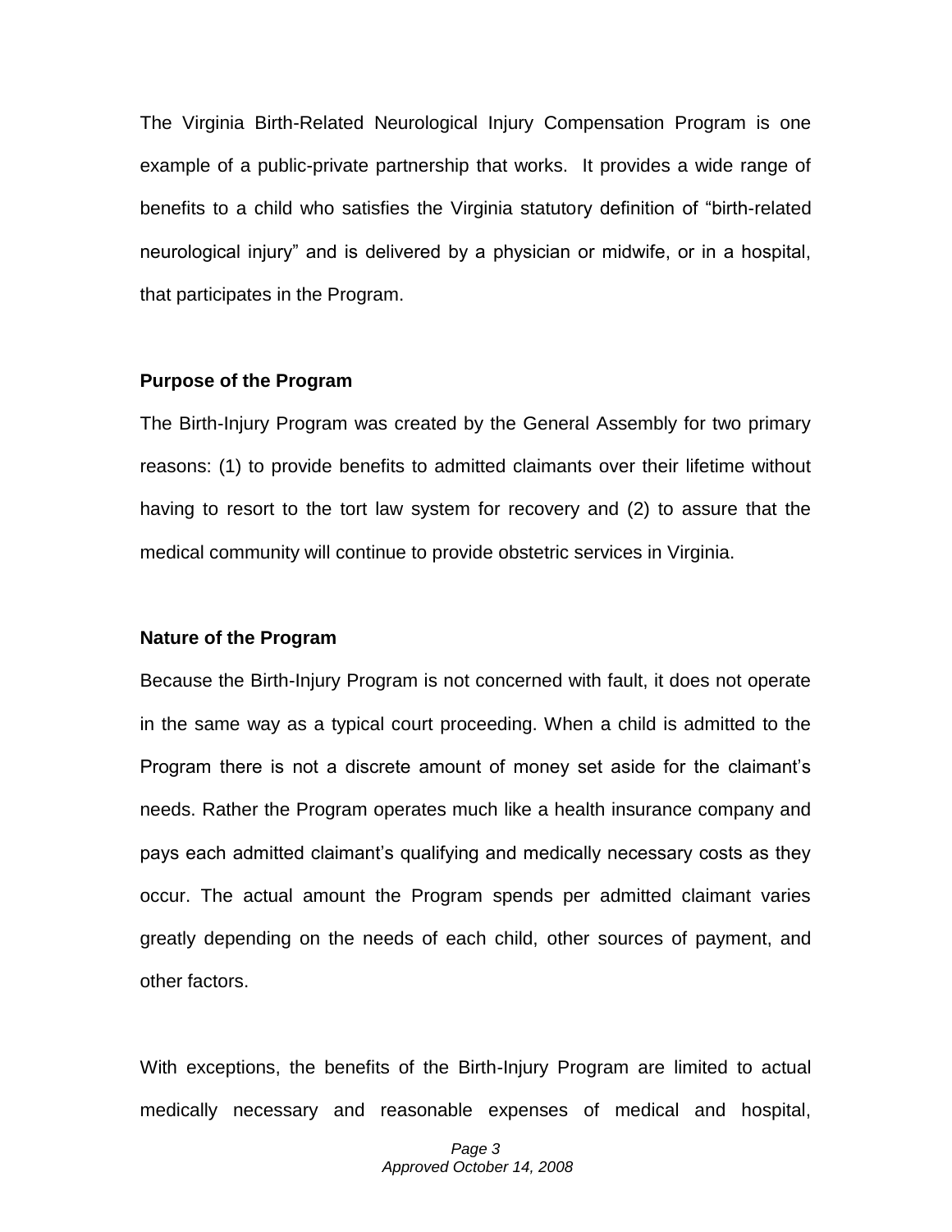The Virginia Birth-Related Neurological Injury Compensation Program is one example of a public-private partnership that works. It provides a wide range of benefits to a child who satisfies the Virginia statutory definition of "birth-related neurological injury" and is delivered by a physician or midwife, or in a hospital, that participates in the Program.

### Purpose of the Program

The Birth-Injury Program was created by the General Assembly for two primary reasons: (1) to provide benefits to admitted claimants over their lifetime without having to resort to the tort law system for recovery and (2) to assure that the medical community will continue to provide obstetric services in Virginia.

### Nature of the Program

Because the Birth-Injury Program is not concerned with fault, it does not operate in the same way as a typical court proceeding. When a child is admitted to the Program there is not a discrete amount of money set aside for the claimant's needs. Rather the Program operates much like a health insurance company and pays each admitted claimant's qualifying and medically necessary costs as they occur. The actual amount the Program spends per admitted claimant varies greatly depending on the needs of each child, other sources of payment, and other factors.

With exceptions, the benefits of the Birth-Injury Program are limited to actual medically necessary and reasonable expenses of medical and hospital,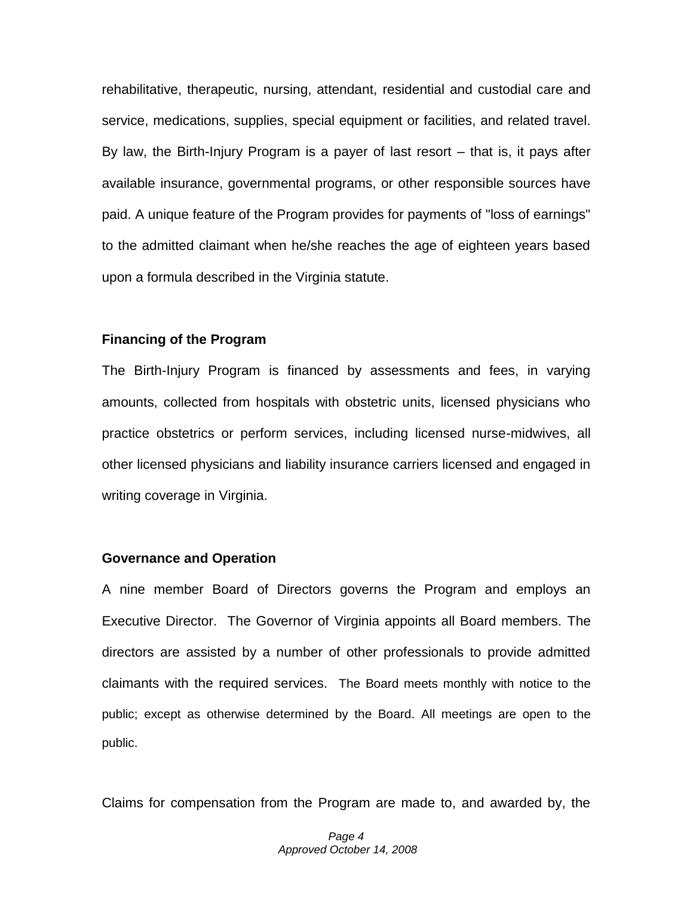rehabilitative, therapeutic, nursing, attendant, residential and custodial care and service, medications, supplies, special equipment or facilities, and related travel. By law, the Birth-Injury Program is a payer of last resort – that is, it pays after available insurance, governmental programs, or other responsible sources have paid. A unique feature of the Program provides for payments of "loss of earnings" to the admitted claimant when he/she reaches the age of eighteen years based upon a formula described in the Virginia statute.

**Financing of the Program**

The Birth-Injury Program is financed by assessments and fees, in varying amounts, collected from hospitals with obstetric units, licensed physicians who practice obstetrics or perform services, including licensed nurse-midwives, all other licensed physicians and liability insurance carriers licensed and engaged in writing coverage in Virginia.

**Governance and Operation**

A nine member Board of Directors governs the Program and employs an Executive Director. The Governor of Virginia appoints all Board members. The directors are assisted by a number of other professionals to provide admitted claimants with the required services. The Board meets monthly with notice to the public; except as otherwise determined by the Board. All meetings are open to the public.

Claims for compensation from the Program are made to, and awarded by, the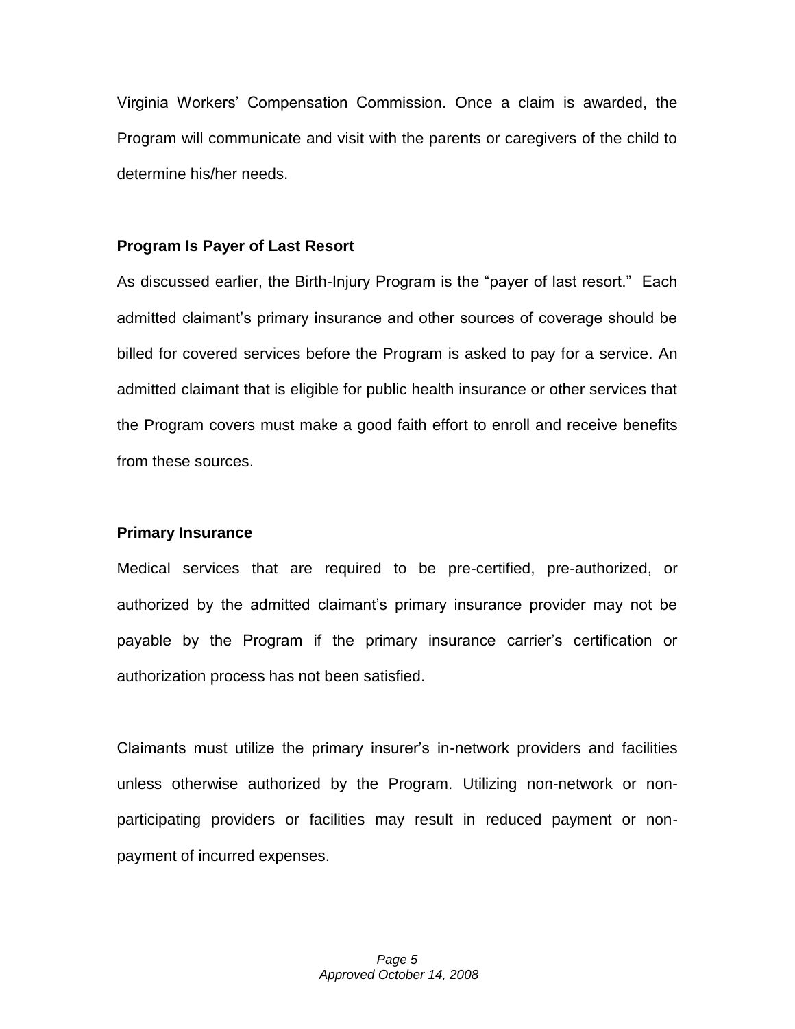Virginia Workers' Compensation Commission. Once a claim is awarded, the Program will communicate and visit with the parents or caregivers of the child to determine his/her needs.

**Program Is Payer of Last Resort**

As discussed earlier, the Birth-Injury Program is the "payer of last resort." Each admitted claimant's primary insurance and other sources of coverage should be billed for covered services before the Program is asked to pay for a service. An admitted claimant that is eligible for public health insurance or other services that the Program covers must make a good faith effort to enroll and receive benefits from these sources.

**Primary Insurance**

Medical services that are required to be pre-certified, pre-authorized, or authorized by the admitted claimant's primary insurance provider may not be payable by the Program if the primary insurance carrier's certification or authorization process has not been satisfied.

Claimants must utilize the primary insurer's in-network providers and facilities unless otherwise authorized by the Program. Utilizing non-network or non-participating providers or facilities may result in reduced payment or non-payment of incurred expenses.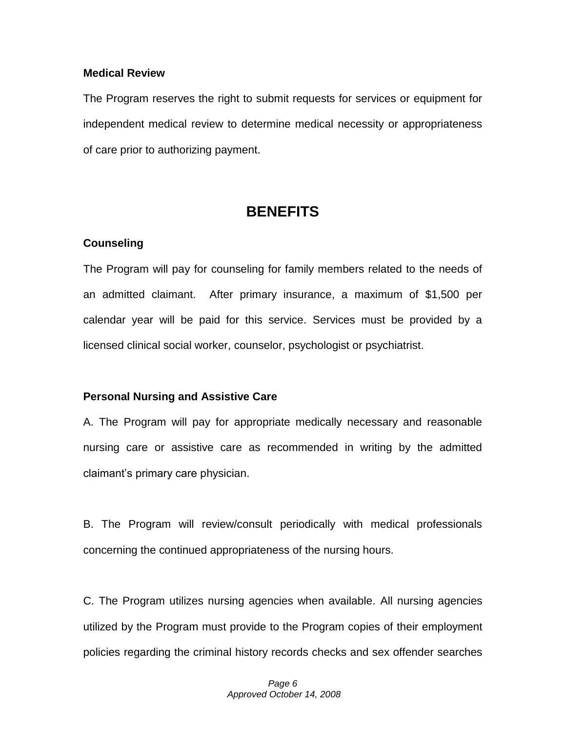**Medical Review**

The Program reserves the right to submit requests for services or equipment for independent medical review to determine medical necessity or appropriateness of care prior to authorizing payment.

# BENEFITS

**Counseling**

The Program will pay for counseling for family members related to the needs of an admitted claimant. After primary insurance, a maximum of $1,500 per calendar year will be paid for this service. Services must be provided by a licensed clinical social worker, counselor, psychologist or psychiatrist.

**Personal Nursing and Assistive Care**

A. The Program will pay for appropriate medically necessary and reasonable nursing care or assistive care as recommended in writing by the admitted claimant's primary care physician.

B. The Program will review/consult periodically with medical professionals concerning the continued appropriateness of the nursing hours.

C. The Program utilizes nursing agencies when available. All nursing agencies utilized by the Program must provide to the Program copies of their employment policies regarding the criminal history records checks and sex offender searches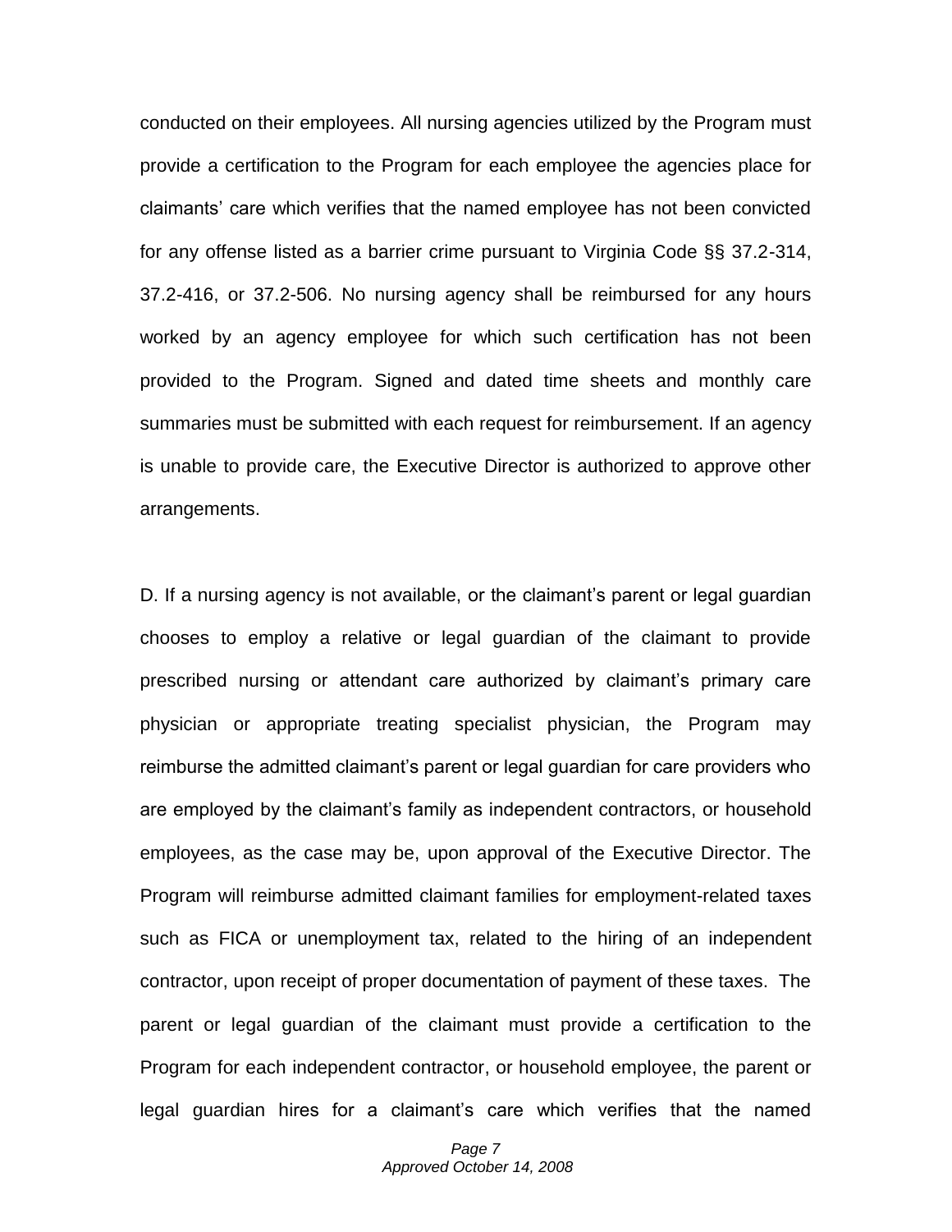conducted on their employees. All nursing agencies utilized by the Program must provide a certification to the Program for each employee the agencies place for claimants' care which verifies that the named employee has not been convicted for any offense listed as a barrier crime pursuant to Virginia Code §§ 37.2-314, 37.2-416, or 37.2-506. No nursing agency shall be reimbursed for any hours worked by an agency employee for which such certification has not been provided to the Program. Signed and dated time sheets and monthly care summaries must be submitted with each request for reimbursement. If an agency is unable to provide care, the Executive Director is authorized to approve other arrangements.

D. If a nursing agency is not available, or the claimant's parent or legal guardian chooses to employ a relative or legal guardian of the claimant to provide prescribed nursing or attendant care authorized by claimant's primary care physician or appropriate treating specialist physician, the Program may reimburse the admitted claimant's parent or legal guardian for care providers who are employed by the claimant's family as independent contractors, or household employees, as the case may be, upon approval of the Executive Director. The Program will reimburse admitted claimant families for employment-related taxes such as FICA or unemployment tax, related to the hiring of an independent contractor, upon receipt of proper documentation of payment of these taxes. The parent or legal guardian of the claimant must provide a certification to the Program for each independent contractor, or household employee, the parent or legal guardian hires for a claimant's care which verifies that the named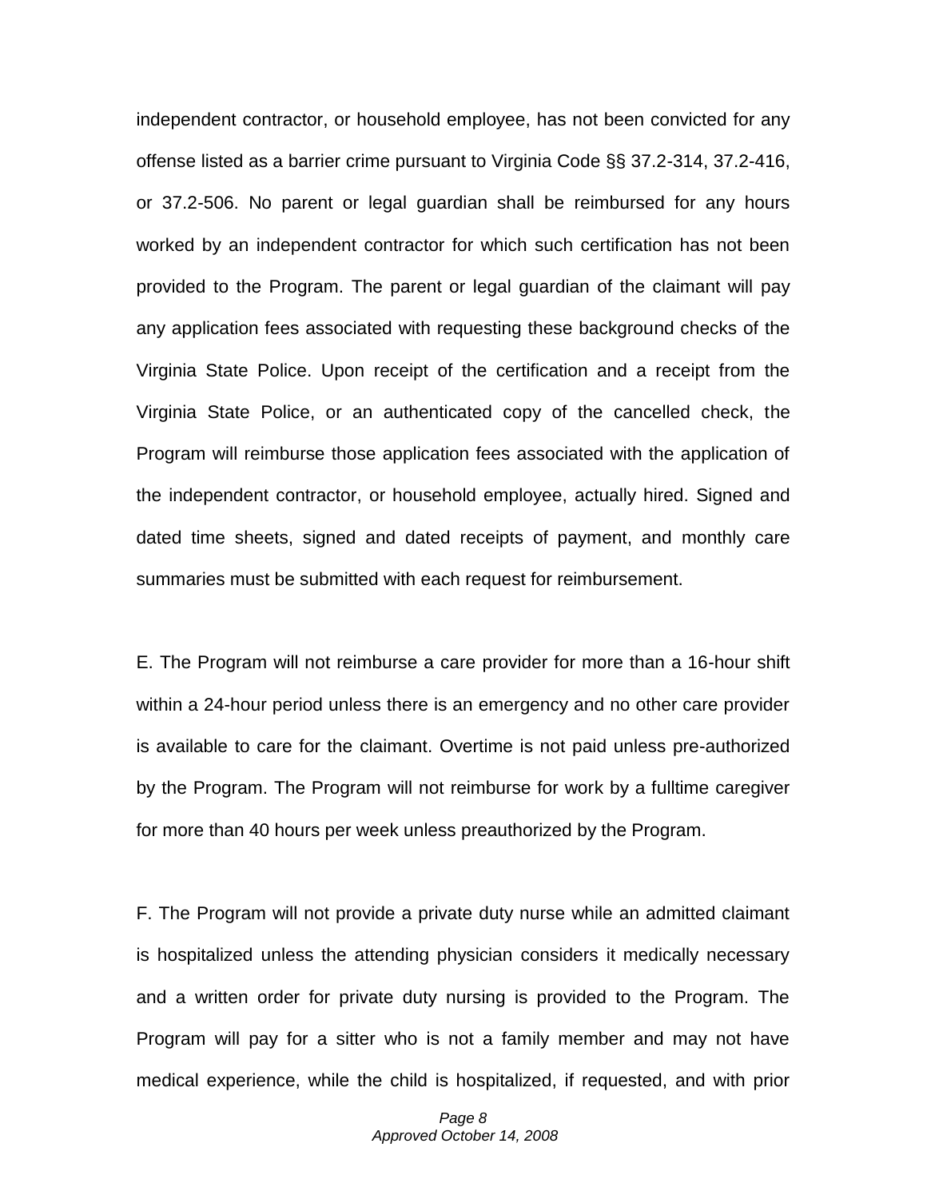independent contractor, or household employee, has not been convicted for any offense listed as a barrier crime pursuant to Virginia Code §§ 37.2-314, 37.2-416, or 37.2-506. No parent or legal guardian shall be reimbursed for any hours worked by an independent contractor for which such certification has not been provided to the Program. The parent or legal guardian of the claimant will pay any application fees associated with requesting these background checks of the Virginia State Police. Upon receipt of the certification and a receipt from the Virginia State Police, or an authenticated copy of the cancelled check, the Program will reimburse those application fees associated with the application of the independent contractor, or household employee, actually hired. Signed and dated time sheets, signed and dated receipts of payment, and monthly care summaries must be submitted with each request for reimbursement.

E. The Program will not reimburse a care provider for more than a 16-hour shift within a 24-hour period unless there is an emergency and no other care provider is available to care for the claimant. Overtime is not paid unless pre-authorized by the Program. The Program will not reimburse for work by a fulltime caregiver for more than 40 hours per week unless preauthorized by the Program.

F. The Program will not provide a private duty nurse while an admitted claimant is hospitalized unless the attending physician considers it medically necessary and a written order for private duty nursing is provided to the Program. The Program will pay for a sitter who is not a family member and may not have medical experience, while the child is hospitalized, if requested, and with prior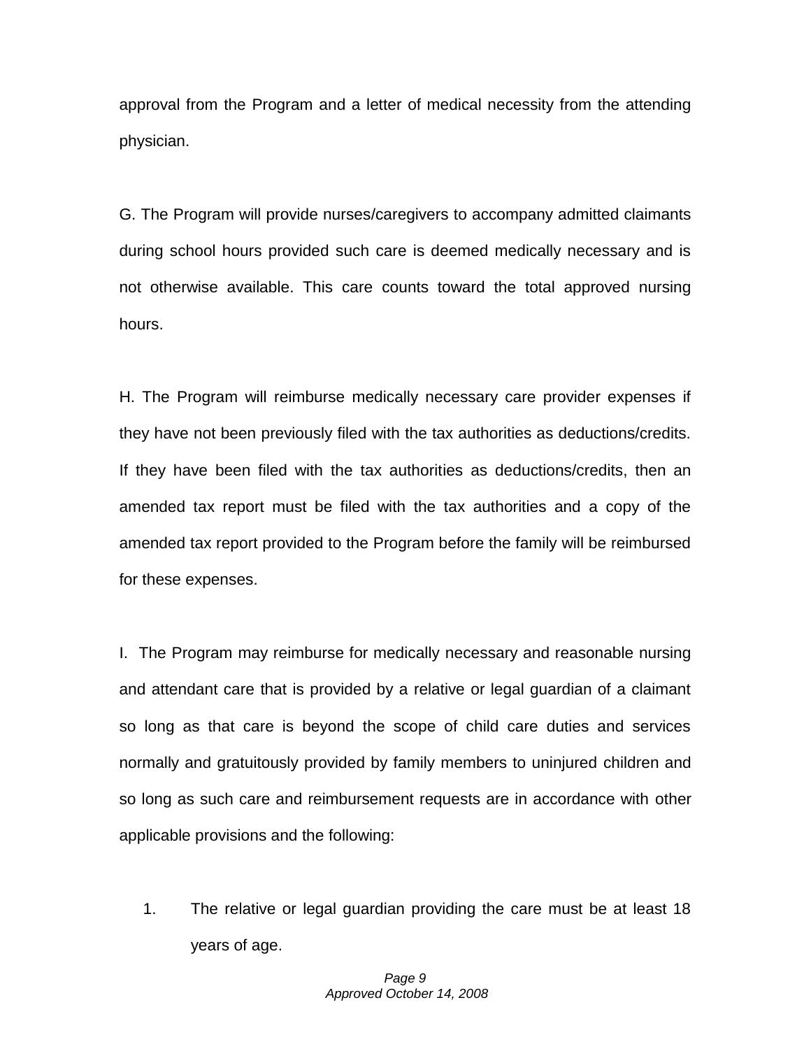approval from the Program and a letter of medical necessity from the attending physician.

G. The Program will provide nurses/caregivers to accompany admitted claimants during school hours provided such care is deemed medically necessary and is not otherwise available. This care counts toward the total approved nursing hours.

H. The Program will reimburse medically necessary care provider expenses if they have not been previously filed with the tax authorities as deductions/credits. If they have been filed with the tax authorities as deductions/credits, then an amended tax report must be filed with the tax authorities and a copy of the amended tax report provided to the Program before the family will be reimbursed for these expenses.

I. The Program may reimburse for medically necessary and reasonable nursing and attendant care that is provided by a relative or legal guardian of a claimant so long as that care is beyond the scope of child care duties and services normally and gratuitously provided by family members to uninjured children and so long as such care and reimbursement requests are in accordance with other applicable provisions and the following:

1. The relative or legal guardian providing the care must be at least 18 years of age.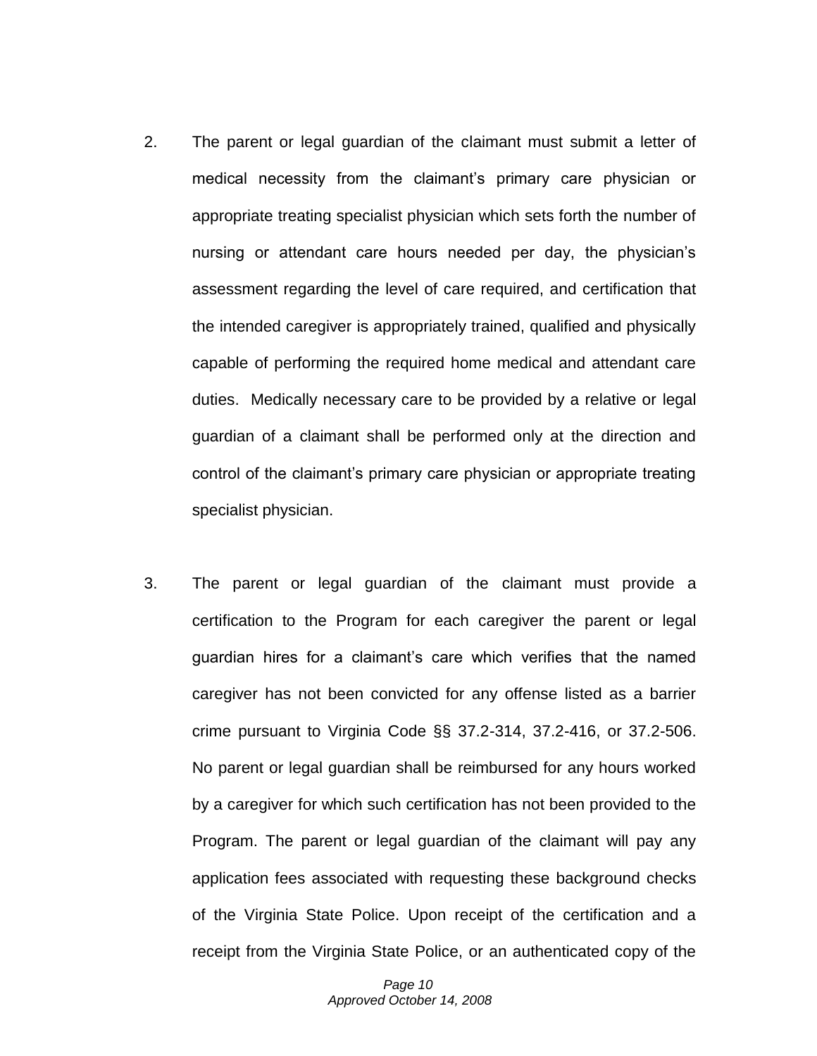2. The parent or legal guardian of the claimant must submit a letter of medical necessity from the claimant's primary care physician or appropriate treating specialist physician which sets forth the number of nursing or attendant care hours needed per day, the physician's assessment regarding the level of care required, and certification that the intended caregiver is appropriately trained, qualified and physically capable of performing the required home medical and attendant care duties. Medically necessary care to be provided by a relative or legal guardian of a claimant shall be performed only at the direction and control of the claimant's primary care physician or appropriate treating specialist physician.

3. The parent or legal guardian of the claimant must provide a certification to the Program for each caregiver the parent or legal guardian hires for a claimant's care which verifies that the named caregiver has not been convicted for any offense listed as a barrier crime pursuant to Virginia Code §§ 37.2-314, 37.2-416, or 37.2-506. No parent or legal guardian shall be reimbursed for any hours worked by a caregiver for which such certification has not been provided to the Program. The parent or legal guardian of the claimant will pay any application fees associated with requesting these background checks of the Virginia State Police. Upon receipt of the certification and a receipt from the Virginia State Police, or an authenticated copy of the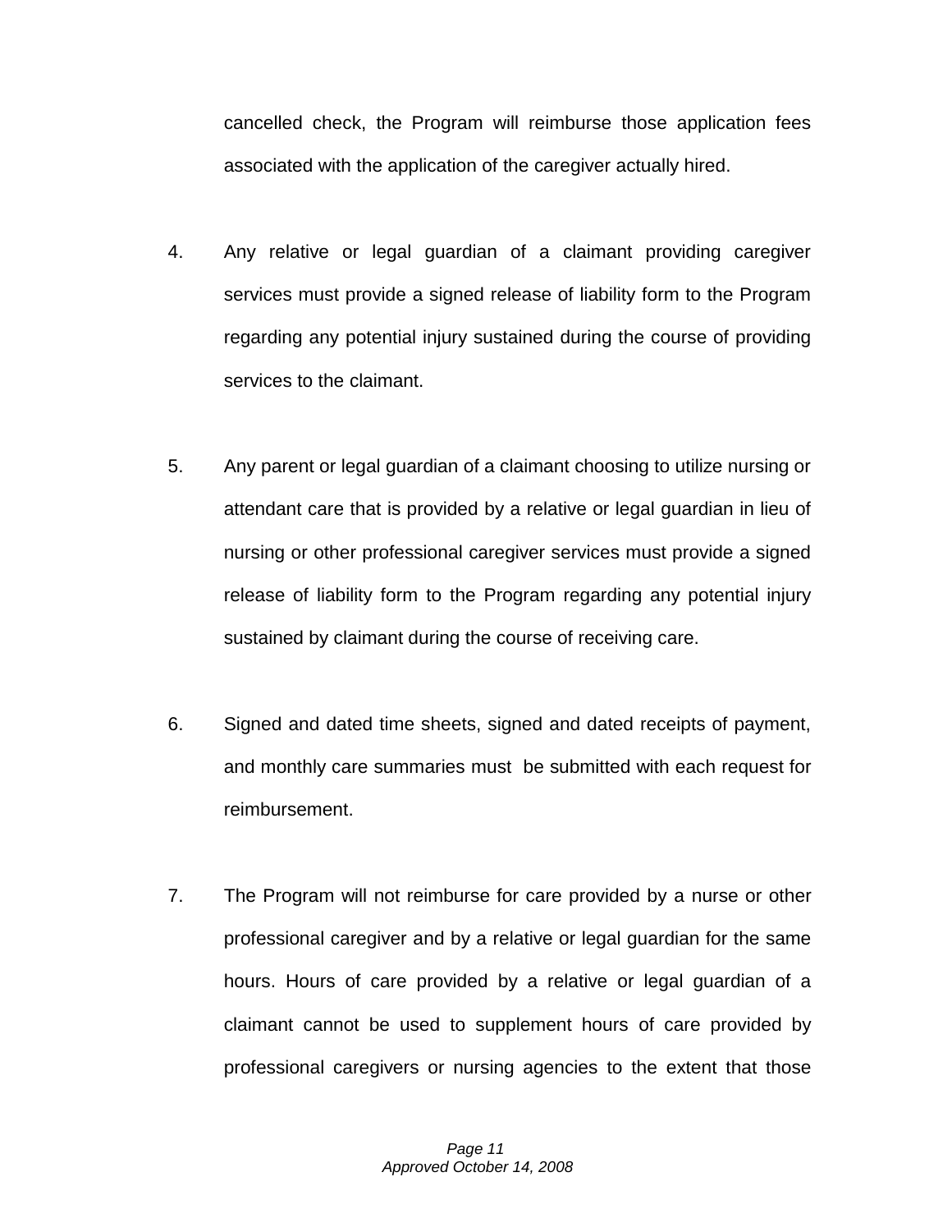cancelled check, the Program will reimburse those application fees associated with the application of the caregiver actually hired.

4. Any relative or legal guardian of a claimant providing caregiver services must provide a signed release of liability form to the Program regarding any potential injury sustained during the course of providing services to the claimant.

5. Any parent or legal guardian of a claimant choosing to utilize nursing or attendant care that is provided by a relative or legal guardian in lieu of nursing or other professional caregiver services must provide a signed release of liability form to the Program regarding any potential injury sustained by claimant during the course of receiving care.

6. Signed and dated time sheets, signed and dated receipts of payment, and monthly care summaries must be submitted with each request for reimbursement.

7. The Program will not reimburse for care provided by a nurse or other professional caregiver and by a relative or legal guardian for the same hours. Hours of care provided by a relative or legal guardian of a claimant cannot be used to supplement hours of care provided by professional caregivers or nursing agencies to the extent that those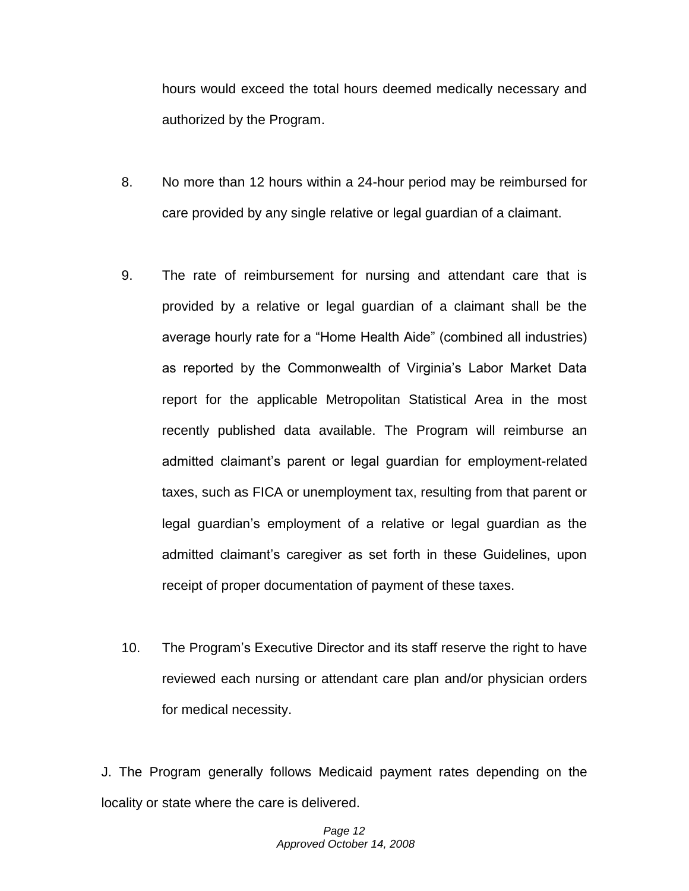hours would exceed the total hours deemed medically necessary and authorized by the Program.

8. No more than 12 hours within a 24-hour period may be reimbursed for care provided by any single relative or legal guardian of a claimant.

9. The rate of reimbursement for nursing and attendant care that is provided by a relative or legal guardian of a claimant shall be the average hourly rate for a "Home Health Aide" (combined all industries) as reported by the Commonwealth of Virginia's Labor Market Data report for the applicable Metropolitan Statistical Area in the most recently published data available. The Program will reimburse an admitted claimant's parent or legal guardian for employment-related taxes, such as FICA or unemployment tax, resulting from that parent or legal guardian's employment of a relative or legal guardian as the admitted claimant's caregiver as set forth in these Guidelines, upon receipt of proper documentation of payment of these taxes.

10. The Program's Executive Director and its staff reserve the right to have reviewed each nursing or attendant care plan and/or physician orders for medical necessity.

J. The Program generally follows Medicaid payment rates depending on the locality or state where the care is delivered.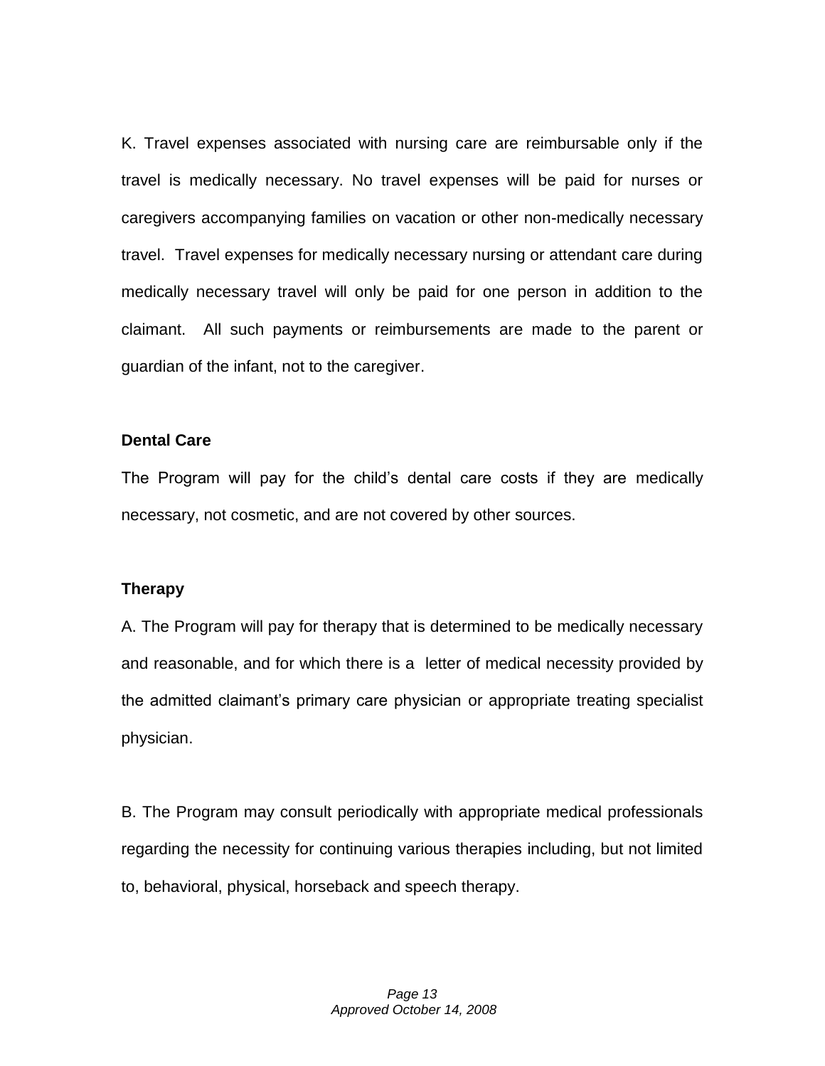K. Travel expenses associated with nursing care are reimbursable only if the travel is medically necessary. No travel expenses will be paid for nurses or caregivers accompanying families on vacation or other non-medically necessary travel. Travel expenses for medically necessary nursing or attendant care during medically necessary travel will only be paid for one person in addition to the claimant. All such payments or reimbursements are made to the parent or guardian of the infant, not to the caregiver.

**Dental Care**

The Program will pay for the child's dental care costs if they are medically necessary, not cosmetic, and are not covered by other sources.

**Therapy**

A. The Program will pay for therapy that is determined to be medically necessary and reasonable, and for which there is a letter of medical necessity provided by the admitted claimant's primary care physician or appropriate treating specialist physician.

B. The Program may consult periodically with appropriate medical professionals regarding the necessity for continuing various therapies including, but not limited to, behavioral, physical, horseback and speech therapy.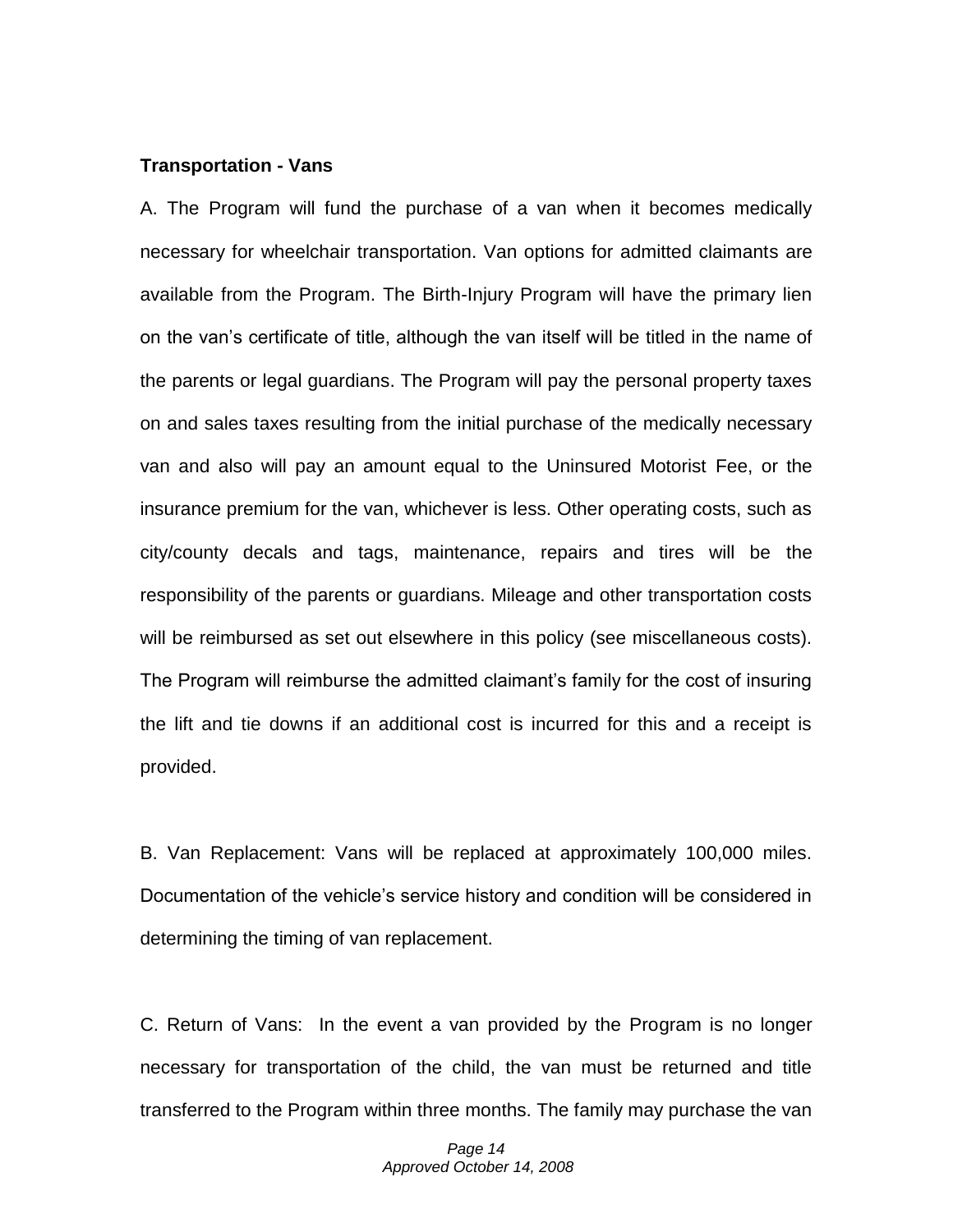**Transportation - Vans**

A. The Program will fund the purchase of a van when it becomes medically necessary for wheelchair transportation. Van options for admitted claimants are available from the Program. The Birth-Injury Program will have the primary lien on the van's certificate of title, although the van itself will be titled in the name of the parents or legal guardians. The Program will pay the personal property taxes on and sales taxes resulting from the initial purchase of the medically necessary van and also will pay an amount equal to the Uninsured Motorist Fee, or the insurance premium for the van, whichever is less. Other operating costs, such as city/county decals and tags, maintenance, repairs and tires will be the responsibility of the parents or guardians. Mileage and other transportation costs will be reimbursed as set out elsewhere in this policy (see miscellaneous costs). The Program will reimburse the admitted claimant's family for the cost of insuring the lift and tie downs if an additional cost is incurred for this and a receipt is provided.

B. Van Replacement: Vans will be replaced at approximately 100,000 miles. Documentation of the vehicle's service history and condition will be considered in determining the timing of van replacement.

C. Return of Vans: In the event a van provided by the Program is no longer necessary for transportation of the child, the van must be returned and title transferred to the Program within three months. The family may purchase the van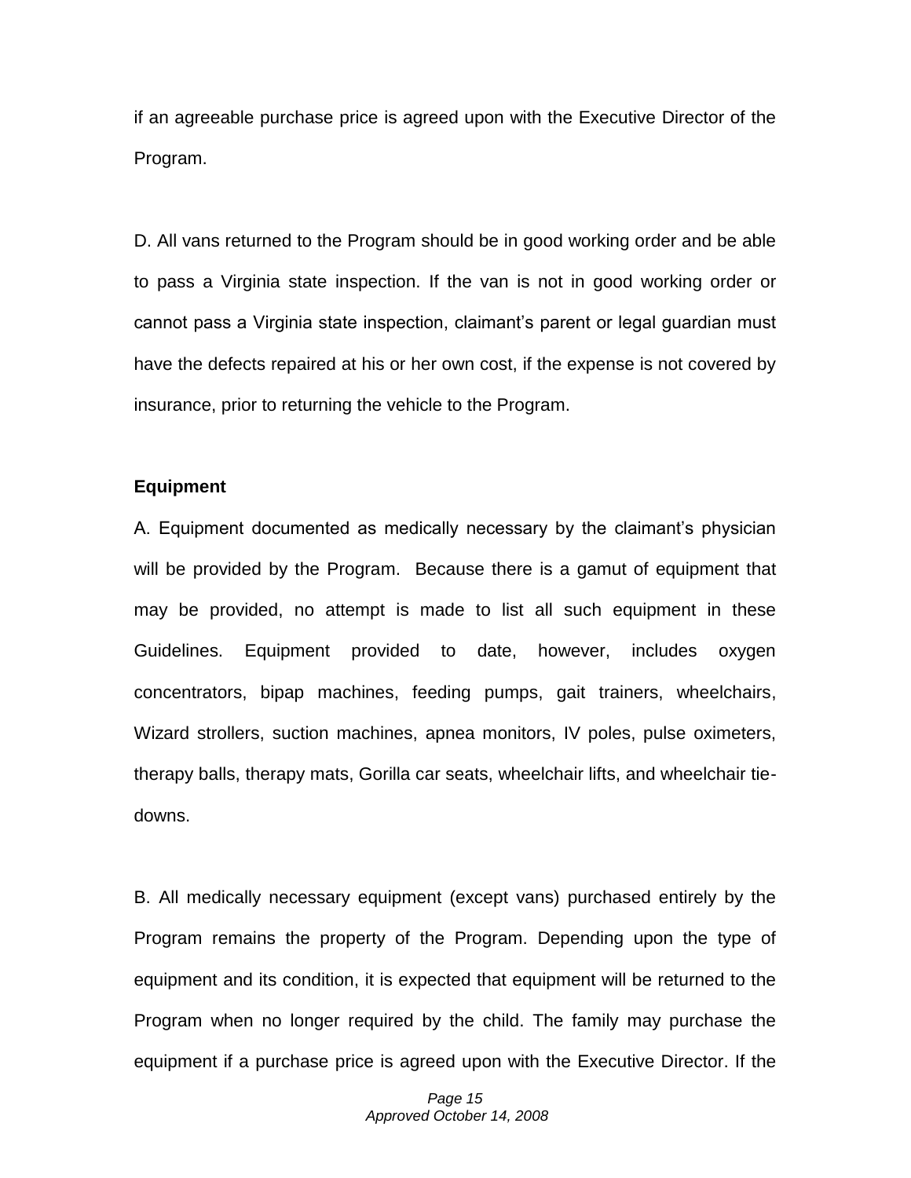if an agreeable purchase price is agreed upon with the Executive Director of the Program.

D. All vans returned to the Program should be in good working order and be able to pass a Virginia state inspection. If the van is not in good working order or cannot pass a Virginia state inspection, claimant's parent or legal guardian must have the defects repaired at his or her own cost, if the expense is not covered by insurance, prior to returning the vehicle to the Program.

**Equipment**

A. Equipment documented as medically necessary by the claimant's physician will be provided by the Program. Because there is a gamut of equipment that may be provided, no attempt is made to list all such equipment in these Guidelines. Equipment provided to date, however, includes oxygen concentrators, bipap machines, feeding pumps, gait trainers, wheelchairs, Wizard strollers, suction machines, apnea monitors, IV poles, pulse oximeters, therapy balls, therapy mats, Gorilla car seats, wheelchair lifts, and wheelchair tie-downs.

B. All medically necessary equipment (except vans) purchased entirely by the Program remains the property of the Program. Depending upon the type of equipment and its condition, it is expected that equipment will be returned to the Program when no longer required by the child. The family may purchase the equipment if a purchase price is agreed upon with the Executive Director. If the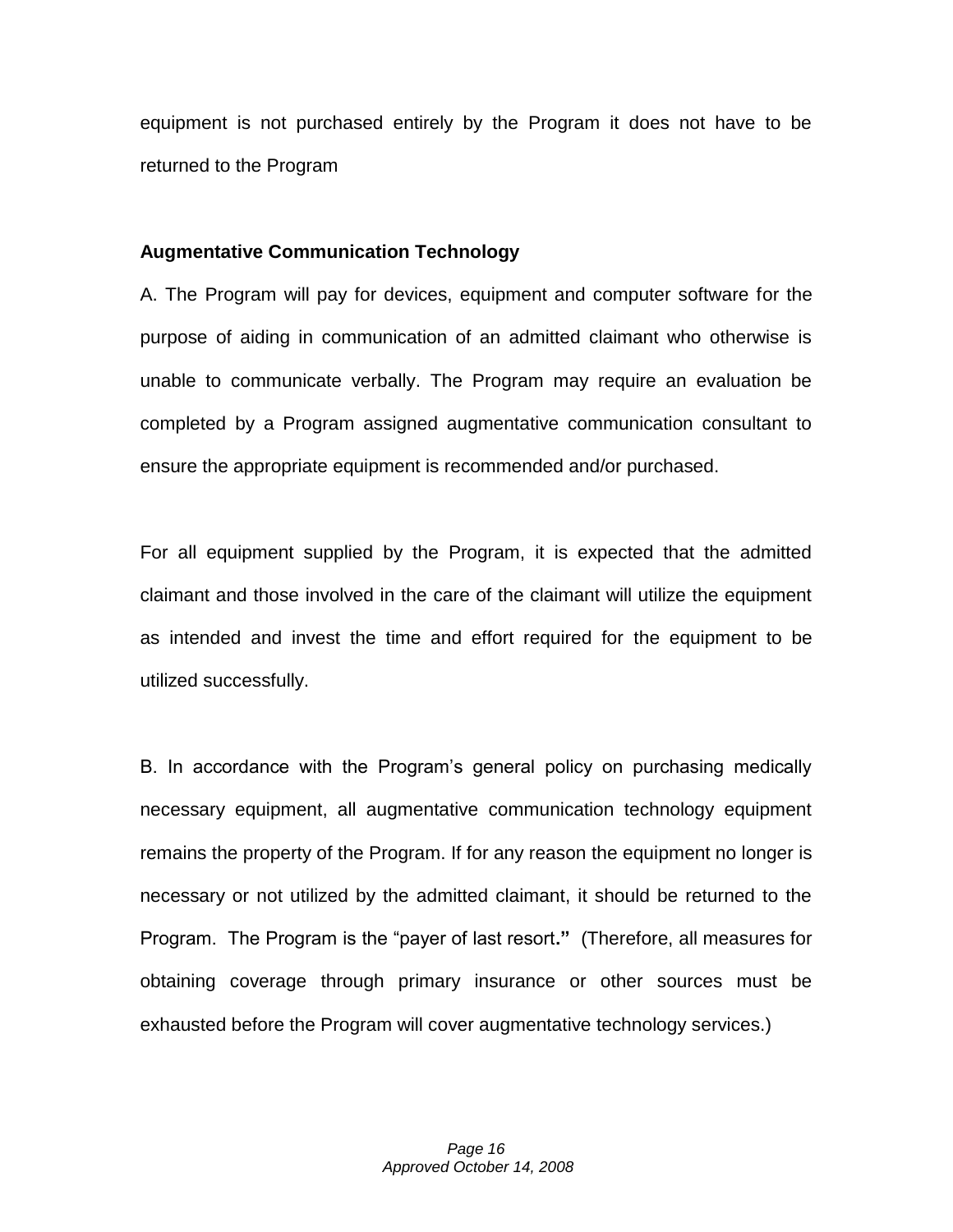equipment is not purchased entirely by the Program it does not have to be returned to the Program

**Augmentative Communication Technology**

A. The Program will pay for devices, equipment and computer software for the purpose of aiding in communication of an admitted claimant who otherwise is unable to communicate verbally. The Program may require an evaluation be completed by a Program assigned augmentative communication consultant to ensure the appropriate equipment is recommended and/or purchased.

For all equipment supplied by the Program, it is expected that the admitted claimant and those involved in the care of the claimant will utilize the equipment as intended and invest the time and effort required for the equipment to be utilized successfully.

B. In accordance with the Program's general policy on purchasing medically necessary equipment, all augmentative communication technology equipment remains the property of the Program. If for any reason the equipment no longer is necessary or not utilized by the admitted claimant, it should be returned to the Program. The Program is the "payer of last resort**."** (Therefore, all measures for obtaining coverage through primary insurance or other sources must be exhausted before the Program will cover augmentative technology services.)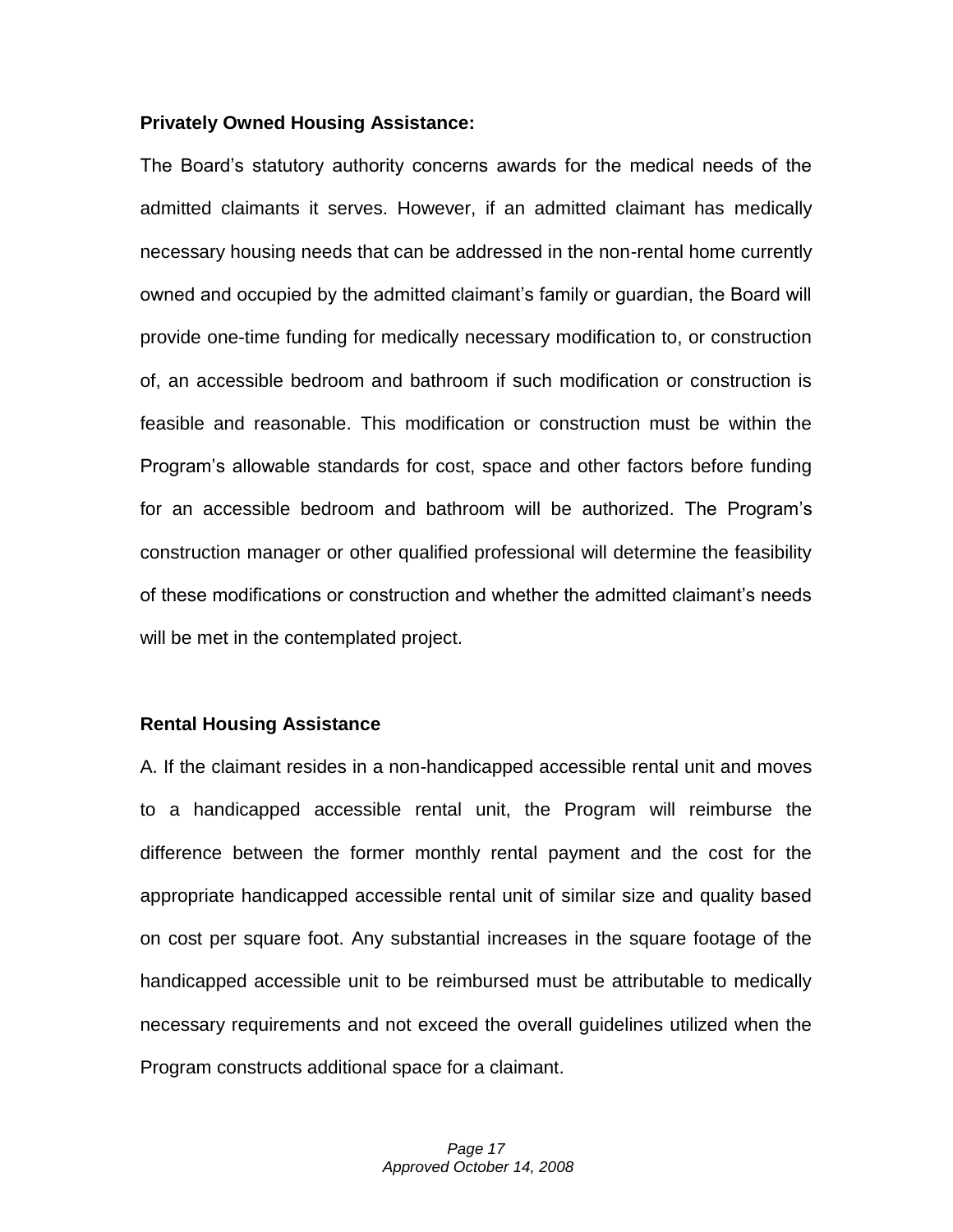**Privately Owned Housing Assistance:**

The Board's statutory authority concerns awards for the medical needs of the admitted claimants it serves. However, if an admitted claimant has medically necessary housing needs that can be addressed in the non-rental home currently owned and occupied by the admitted claimant's family or guardian, the Board will provide one-time funding for medically necessary modification to, or construction of, an accessible bedroom and bathroom if such modification or construction is feasible and reasonable. This modification or construction must be within the Program's allowable standards for cost, space and other factors before funding for an accessible bedroom and bathroom will be authorized. The Program's construction manager or other qualified professional will determine the feasibility of these modifications or construction and whether the admitted claimant's needs will be met in the contemplated project.

**Rental Housing Assistance**

A. If the claimant resides in a non-handicapped accessible rental unit and moves to a handicapped accessible rental unit, the Program will reimburse the difference between the former monthly rental payment and the cost for the appropriate handicapped accessible rental unit of similar size and quality based on cost per square foot. Any substantial increases in the square footage of the handicapped accessible unit to be reimbursed must be attributable to medically necessary requirements and not exceed the overall guidelines utilized when the Program constructs additional space for a claimant.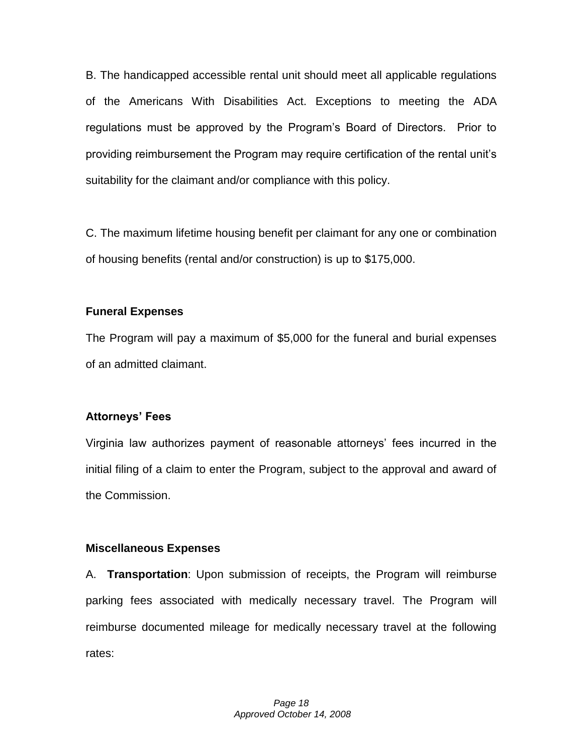B. The handicapped accessible rental unit should meet all applicable regulations of the Americans With Disabilities Act. Exceptions to meeting the ADA regulations must be approved by the Program's Board of Directors. Prior to providing reimbursement the Program may require certification of the rental unit's suitability for the claimant and/or compliance with this policy.

C. The maximum lifetime housing benefit per claimant for any one or combination of housing benefits (rental and/or construction) is up to $175,000.

**Funeral Expenses**

The Program will pay a maximum of $5,000 for the funeral and burial expenses of an admitted claimant.

**Attorneys' Fees**

Virginia law authorizes payment of reasonable attorneys' fees incurred in the initial filing of a claim to enter the Program, subject to the approval and award of the Commission.

**Miscellaneous Expenses**

A. **Transportation**: Upon submission of receipts, the Program will reimburse parking fees associated with medically necessary travel. The Program will reimburse documented mileage for medically necessary travel at the following rates: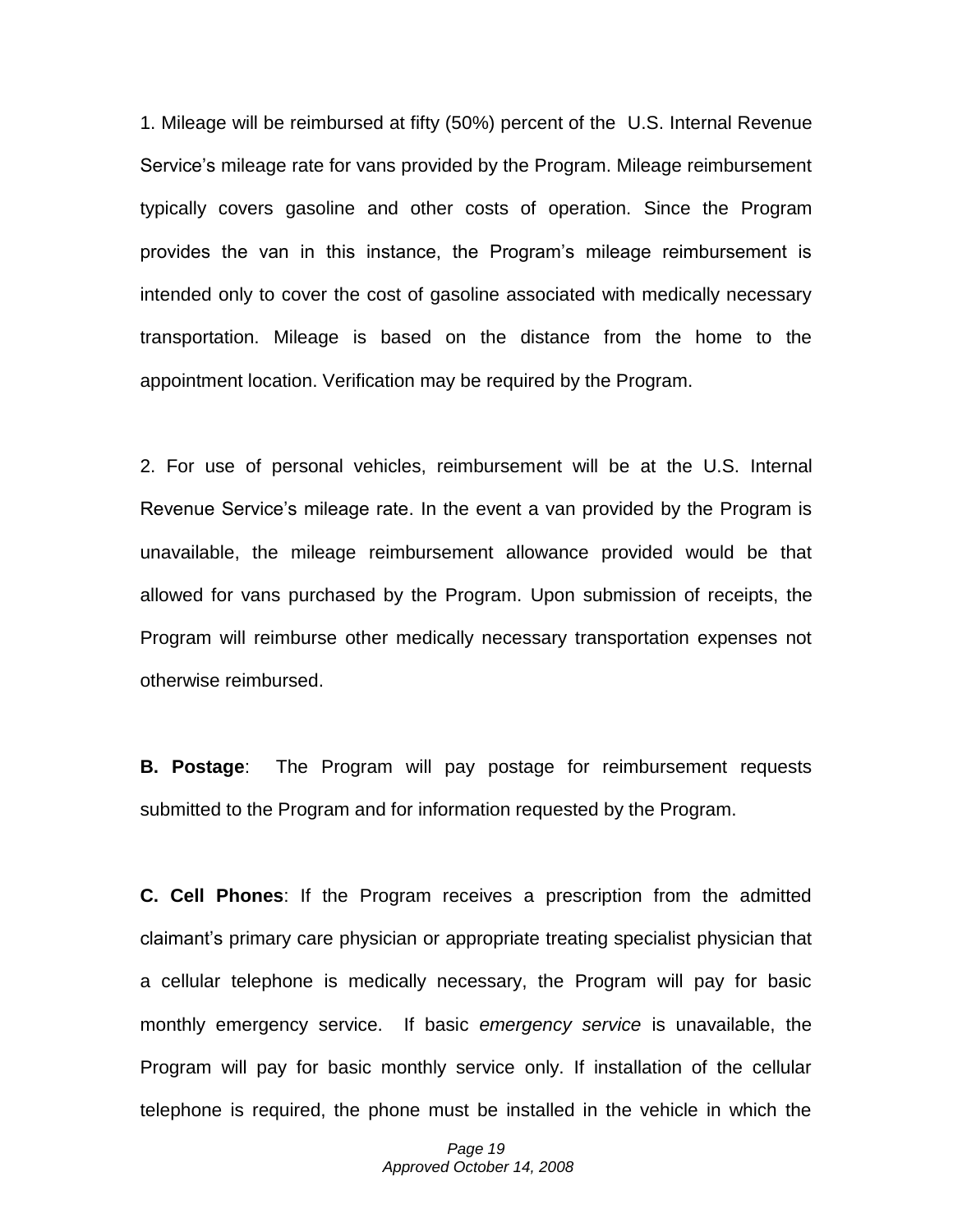1. Mileage will be reimbursed at fifty (50%) percent of the U.S. Internal Revenue Service's mileage rate for vans provided by the Program. Mileage reimbursement typically covers gasoline and other costs of operation. Since the Program provides the van in this instance, the Program's mileage reimbursement is intended only to cover the cost of gasoline associated with medically necessary transportation. Mileage is based on the distance from the home to the appointment location. Verification may be required by the Program.

2. For use of personal vehicles, reimbursement will be at the U.S. Internal Revenue Service's mileage rate. In the event a van provided by the Program is unavailable, the mileage reimbursement allowance provided would be that allowed for vans purchased by the Program. Upon submission of receipts, the Program will reimburse other medically necessary transportation expenses not otherwise reimbursed.

**B. Postage**: The Program will pay postage for reimbursement requests submitted to the Program and for information requested by the Program.

**C. Cell Phones**: If the Program receives a prescription from the admitted claimant's primary care physician or appropriate treating specialist physician that a cellular telephone is medically necessary, the Program will pay for basic monthly emergency service. If basic *emergency service* is unavailable, the Program will pay for basic monthly service only. If installation of the cellular telephone is required, the phone must be installed in the vehicle in which the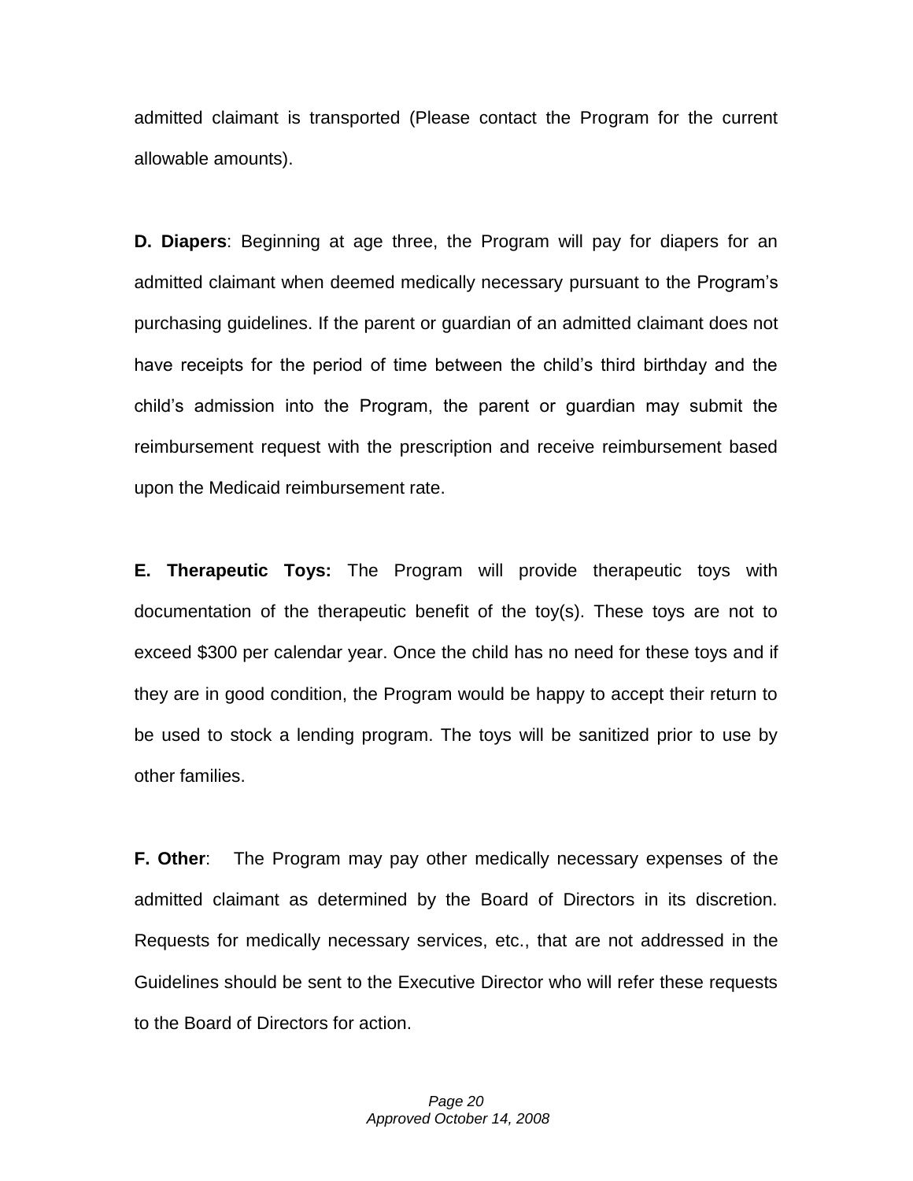admitted claimant is transported (Please contact the Program for the current allowable amounts).

**D. Diapers**: Beginning at age three, the Program will pay for diapers for an admitted claimant when deemed medically necessary pursuant to the Program's purchasing guidelines. If the parent or guardian of an admitted claimant does not have receipts for the period of time between the child's third birthday and the child's admission into the Program, the parent or guardian may submit the reimbursement request with the prescription and receive reimbursement based upon the Medicaid reimbursement rate.

**E. Therapeutic Toys:** The Program will provide therapeutic toys with documentation of the therapeutic benefit of the toy(s). These toys are not to exceed $300 per calendar year. Once the child has no need for these toys and if they are in good condition, the Program would be happy to accept their return to be used to stock a lending program. The toys will be sanitized prior to use by other families.

**F. Other**: The Program may pay other medically necessary expenses of the admitted claimant as determined by the Board of Directors in its discretion. Requests for medically necessary services, etc., that are not addressed in the Guidelines should be sent to the Executive Director who will refer these requests to the Board of Directors for action.

*Approved October 14, 2008*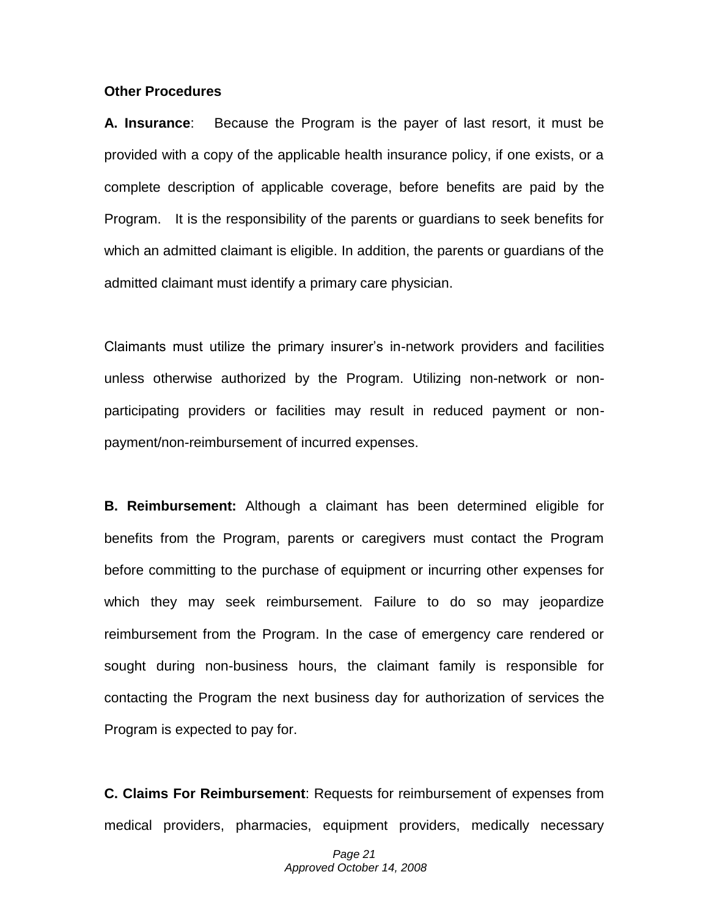**Other Procedures**

**A. Insurance**: Because the Program is the payer of last resort, it must be provided with a copy of the applicable health insurance policy, if one exists, or a complete description of applicable coverage, before benefits are paid by the Program. It is the responsibility of the parents or guardians to seek benefits for which an admitted claimant is eligible. In addition, the parents or guardians of the admitted claimant must identify a primary care physician.

Claimants must utilize the primary insurer's in-network providers and facilities unless otherwise authorized by the Program. Utilizing non-network or non-participating providers or facilities may result in reduced payment or non-payment/non-reimbursement of incurred expenses.

**B. Reimbursement:** Although a claimant has been determined eligible for benefits from the Program, parents or caregivers must contact the Program before committing to the purchase of equipment or incurring other expenses for which they may seek reimbursement. Failure to do so may jeopardize reimbursement from the Program. In the case of emergency care rendered or sought during non-business hours, the claimant family is responsible for contacting the Program the next business day for authorization of services the Program is expected to pay for.

**C. Claims For Reimbursement**: Requests for reimbursement of expenses from medical providers, pharmacies, equipment providers, medically necessary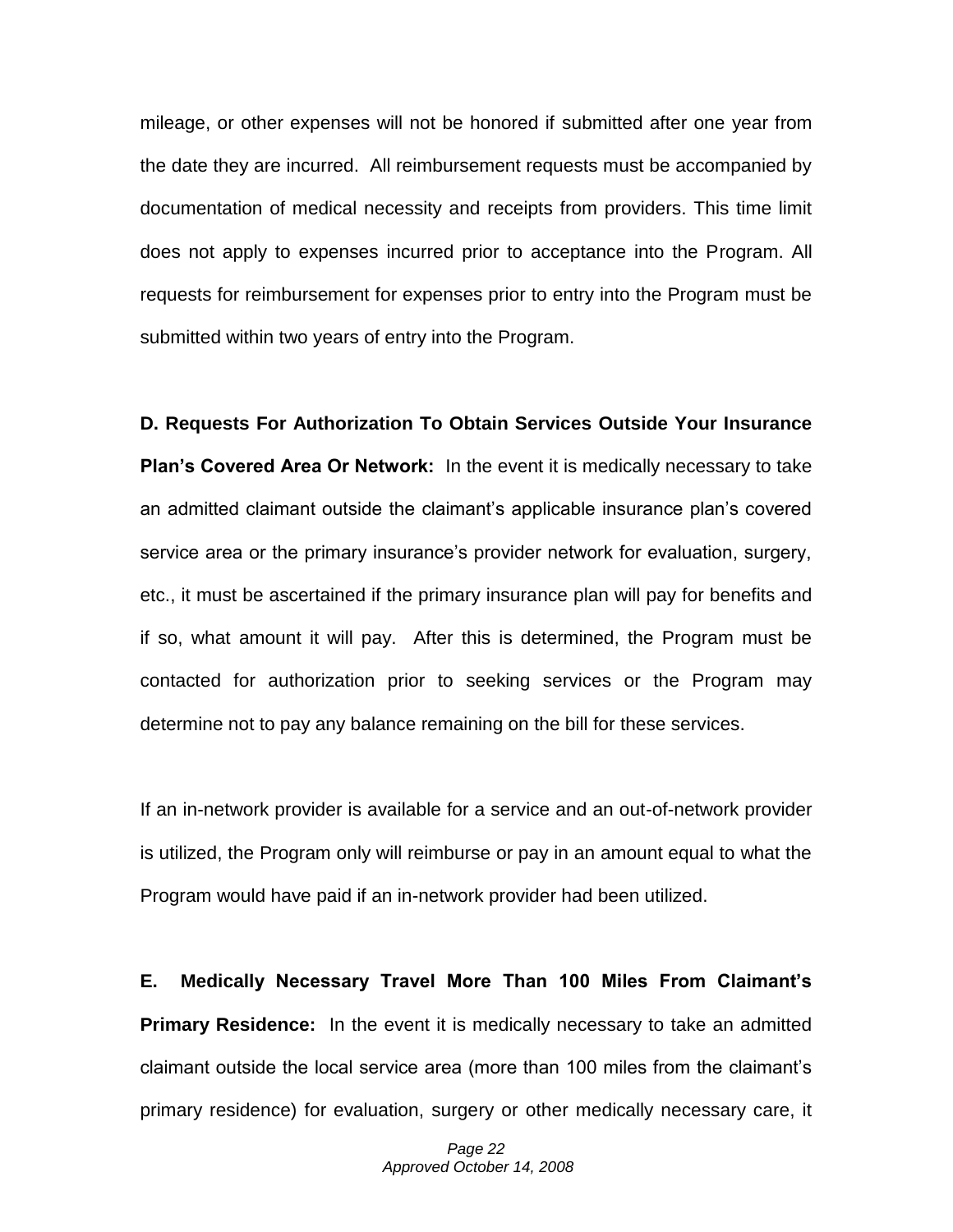mileage, or other expenses will not be honored if submitted after one year from the date they are incurred. All reimbursement requests must be accompanied by documentation of medical necessity and receipts from providers. This time limit does not apply to expenses incurred prior to acceptance into the Program. All requests for reimbursement for expenses prior to entry into the Program must be submitted within two years of entry into the Program.

**D. Requests For Authorization To Obtain Services Outside Your Insurance Plan's Covered Area Or Network:** In the event it is medically necessary to take an admitted claimant outside the claimant's applicable insurance plan's covered service area or the primary insurance's provider network for evaluation, surgery, etc., it must be ascertained if the primary insurance plan will pay for benefits and if so, what amount it will pay. After this is determined, the Program must be contacted for authorization prior to seeking services or the Program may determine not to pay any balance remaining on the bill for these services.

If an in-network provider is available for a service and an out-of-network provider is utilized, the Program only will reimburse or pay in an amount equal to what the Program would have paid if an in-network provider had been utilized.

**E. Medically Necessary Travel More Than 100 Miles From Claimant's Primary Residence:** In the event it is medically necessary to take an admitted claimant outside the local service area (more than 100 miles from the claimant's primary residence) for evaluation, surgery or other medically necessary care, it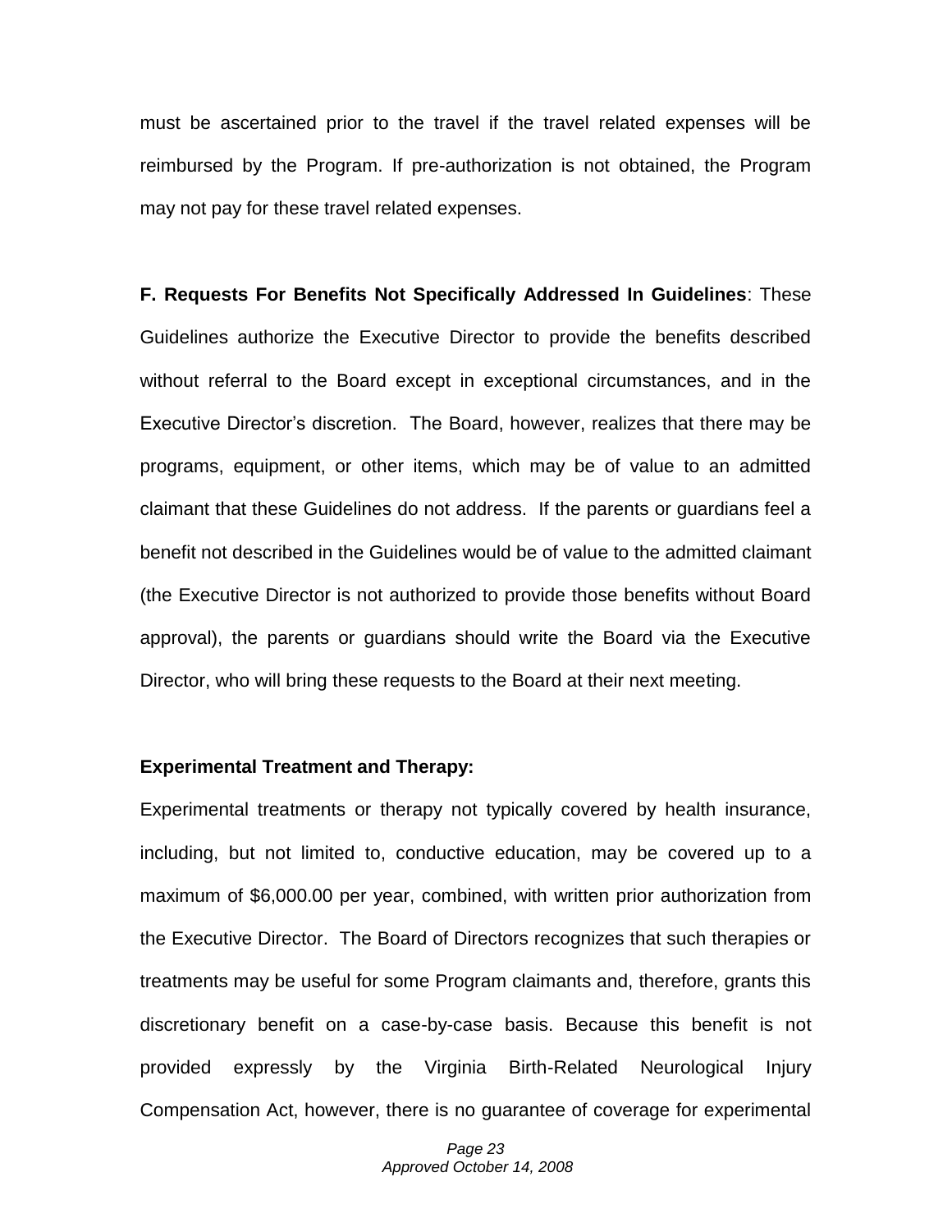must be ascertained prior to the travel if the travel related expenses will be reimbursed by the Program. If pre-authorization is not obtained, the Program may not pay for these travel related expenses.

**F. Requests For Benefits Not Specifically Addressed In Guidelines**: These Guidelines authorize the Executive Director to provide the benefits described without referral to the Board except in exceptional circumstances, and in the Executive Director's discretion. The Board, however, realizes that there may be programs, equipment, or other items, which may be of value to an admitted claimant that these Guidelines do not address. If the parents or guardians feel a benefit not described in the Guidelines would be of value to the admitted claimant (the Executive Director is not authorized to provide those benefits without Board approval), the parents or guardians should write the Board via the Executive Director, who will bring these requests to the Board at their next meeting.

**Experimental Treatment and Therapy:**

Experimental treatments or therapy not typically covered by health insurance, including, but not limited to, conductive education, may be covered up to a maximum of $6,000.00 per year, combined, with written prior authorization from the Executive Director. The Board of Directors recognizes that such therapies or treatments may be useful for some Program claimants and, therefore, grants this discretionary benefit on a case-by-case basis. Because this benefit is not provided expressly by the Virginia Birth-Related Neurological Injury Compensation Act, however, there is no guarantee of coverage for experimental

*Approved October 14, 2008*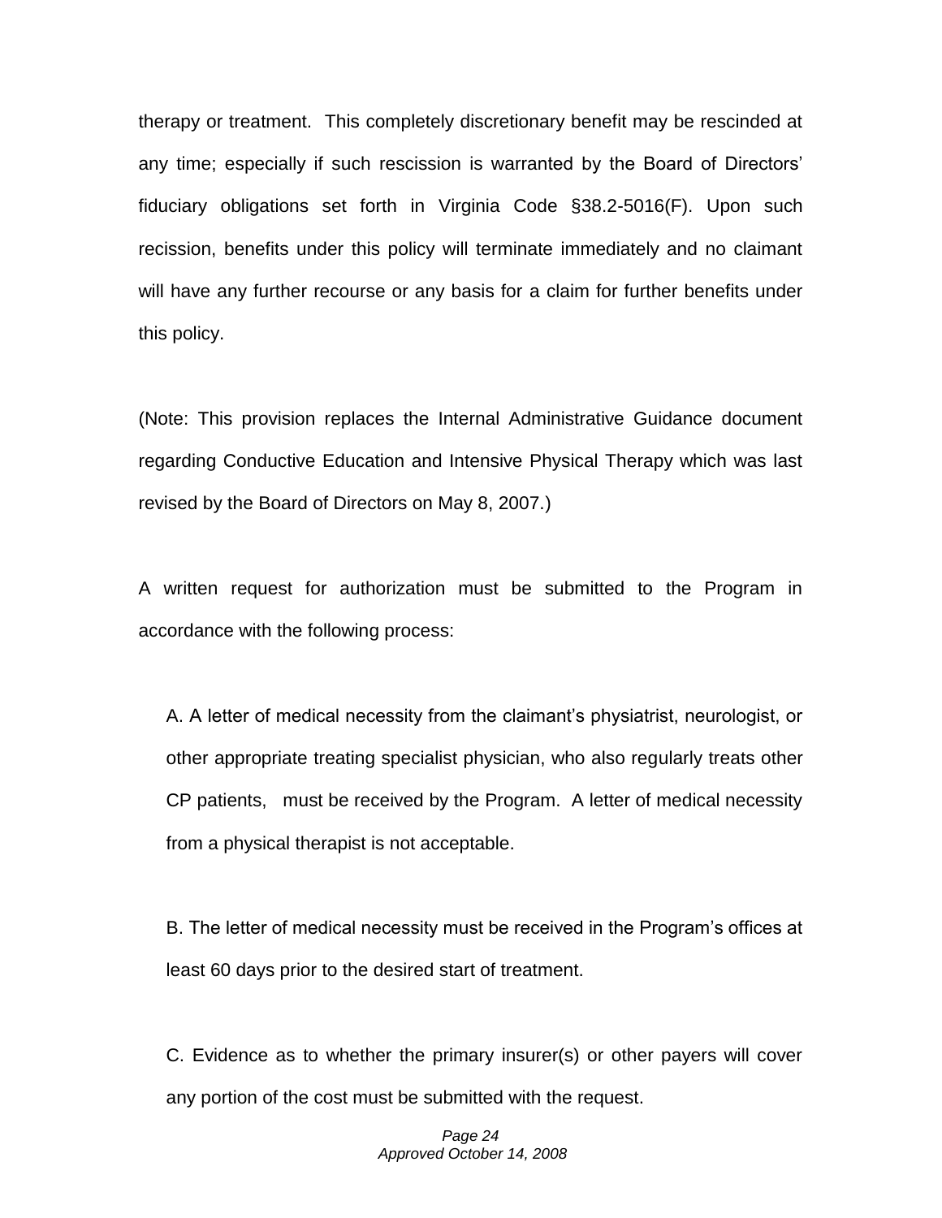therapy or treatment. This completely discretionary benefit may be rescinded at any time; especially if such rescission is warranted by the Board of Directors' fiduciary obligations set forth in Virginia Code §38.2-5016(F). Upon such recission, benefits under this policy will terminate immediately and no claimant will have any further recourse or any basis for a claim for further benefits under this policy.

(Note: This provision replaces the Internal Administrative Guidance document regarding Conductive Education and Intensive Physical Therapy which was last revised by the Board of Directors on May 8, 2007.)

A written request for authorization must be submitted to the Program in accordance with the following process:

A. A letter of medical necessity from the claimant's physiatrist, neurologist, or other appropriate treating specialist physician, who also regularly treats other CP patients, must be received by the Program. A letter of medical necessity from a physical therapist is not acceptable.

B. The letter of medical necessity must be received in the Program's offices at least 60 days prior to the desired start of treatment.

C. Evidence as to whether the primary insurer(s) or other payers will cover any portion of the cost must be submitted with the request.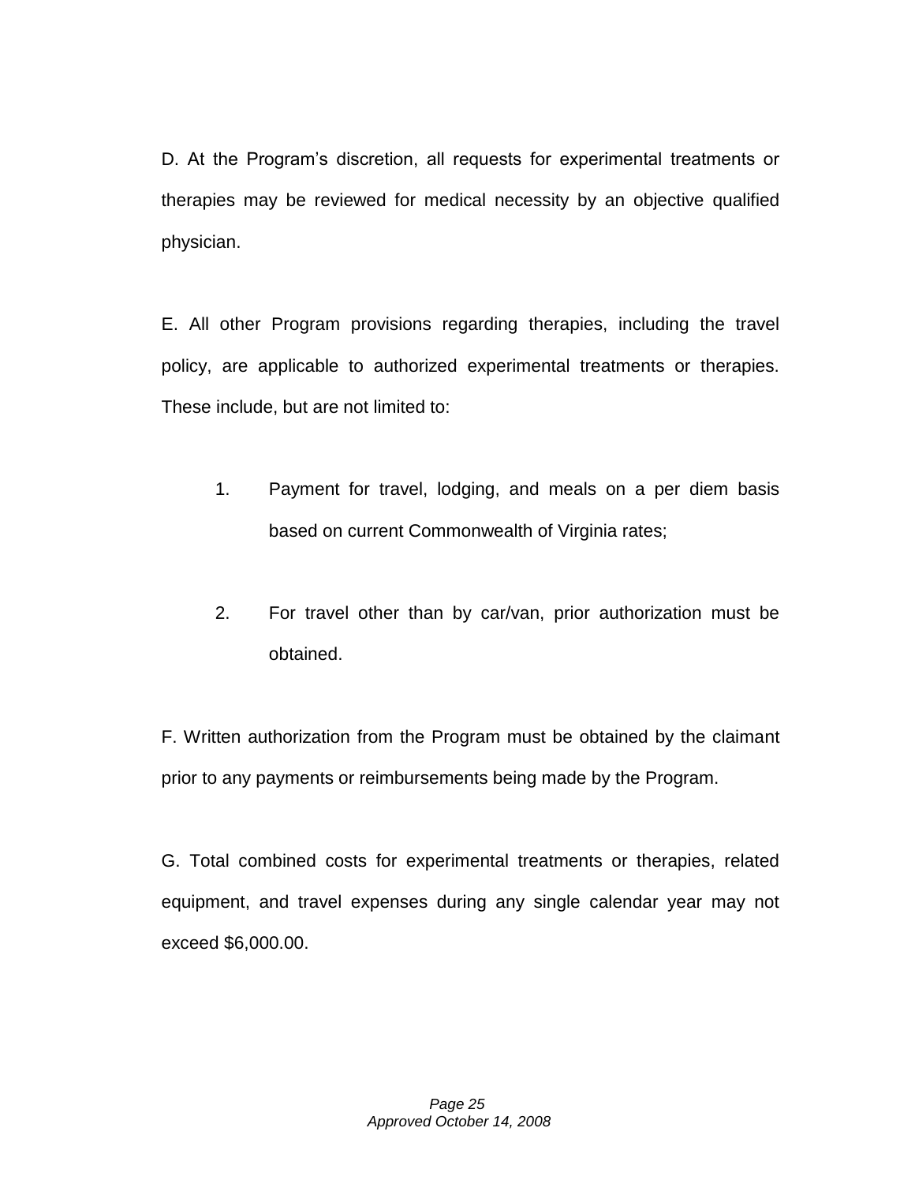D. At the Program's discretion, all requests for experimental treatments or therapies may be reviewed for medical necessity by an objective qualified physician.

E. All other Program provisions regarding therapies, including the travel policy, are applicable to authorized experimental treatments or therapies. These include, but are not limited to:

1. Payment for travel, lodging, and meals on a per diem basis based on current Commonwealth of Virginia rates;

2. For travel other than by car/van, prior authorization must be obtained.

F. Written authorization from the Program must be obtained by the claimant prior to any payments or reimbursements being made by the Program.

G. Total combined costs for experimental treatments or therapies, related equipment, and travel expenses during any single calendar year may not exceed $6,000.00.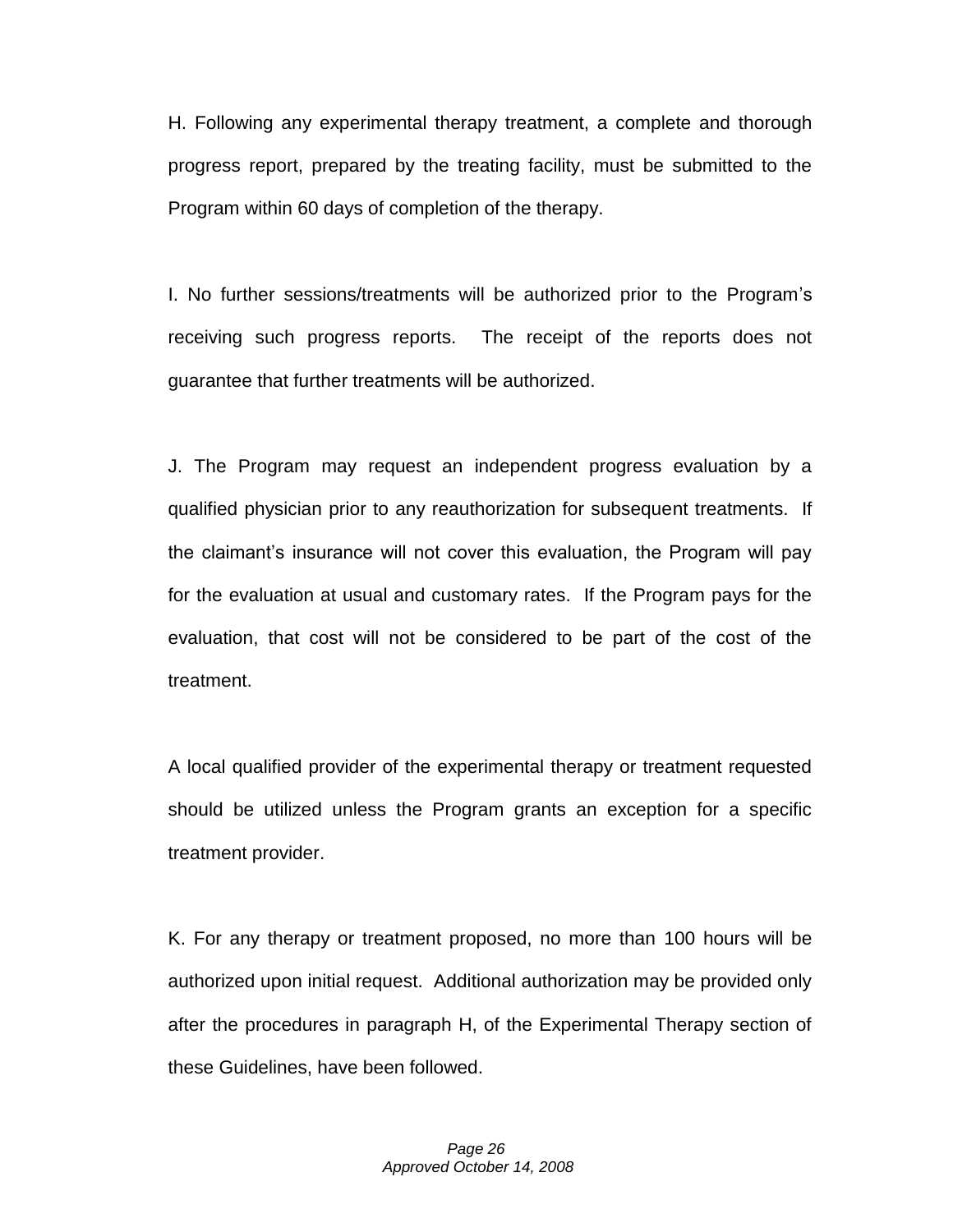H. Following any experimental therapy treatment, a complete and thorough progress report, prepared by the treating facility, must be submitted to the Program within 60 days of completion of the therapy.

I. No further sessions/treatments will be authorized prior to the Program's receiving such progress reports. The receipt of the reports does not guarantee that further treatments will be authorized.

J. The Program may request an independent progress evaluation by a qualified physician prior to any reauthorization for subsequent treatments. If the claimant's insurance will not cover this evaluation, the Program will pay for the evaluation at usual and customary rates. If the Program pays for the evaluation, that cost will not be considered to be part of the cost of the treatment.

A local qualified provider of the experimental therapy or treatment requested should be utilized unless the Program grants an exception for a specific treatment provider.

K. For any therapy or treatment proposed, no more than 100 hours will be authorized upon initial request. Additional authorization may be provided only after the procedures in paragraph H, of the Experimental Therapy section of these Guidelines, have been followed.

*Approved October 14, 2008*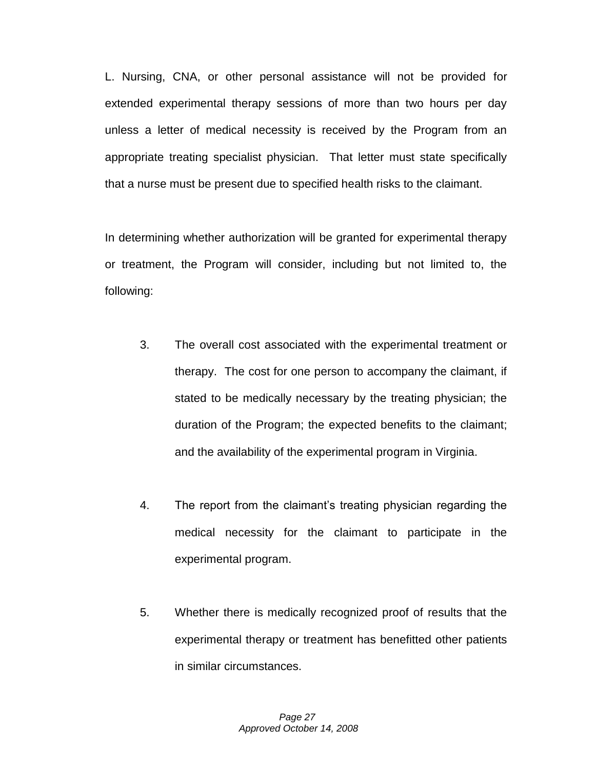L. Nursing, CNA, or other personal assistance will not be provided for extended experimental therapy sessions of more than two hours per day unless a letter of medical necessity is received by the Program from an appropriate treating specialist physician. That letter must state specifically that a nurse must be present due to specified health risks to the claimant.

In determining whether authorization will be granted for experimental therapy or treatment, the Program will consider, including but not limited to, the following:

3. The overall cost associated with the experimental treatment or therapy. The cost for one person to accompany the claimant, if stated to be medically necessary by the treating physician; the duration of the Program; the expected benefits to the claimant; and the availability of the experimental program in Virginia.

4. The report from the claimant's treating physician regarding the medical necessity for the claimant to participate in the experimental program.

5. Whether there is medically recognized proof of results that the experimental therapy or treatment has benefitted other patients in similar circumstances.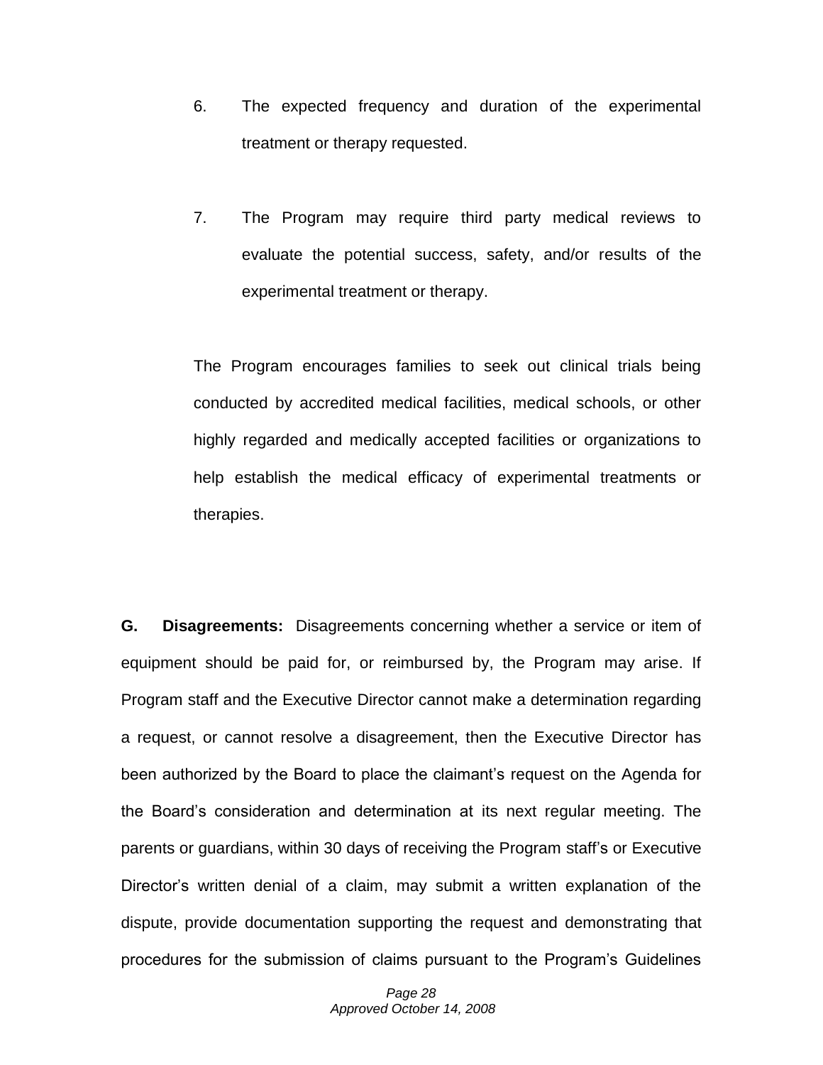6. The expected frequency and duration of the experimental treatment or therapy requested.

7. The Program may require third party medical reviews to evaluate the potential success, safety, and/or results of the experimental treatment or therapy.

The Program encourages families to seek out clinical trials being conducted by accredited medical facilities, medical schools, or other highly regarded and medically accepted facilities or organizations to help establish the medical efficacy of experimental treatments or therapies.

**G. Disagreements:** Disagreements concerning whether a service or item of equipment should be paid for, or reimbursed by, the Program may arise. If Program staff and the Executive Director cannot make a determination regarding a request, or cannot resolve a disagreement, then the Executive Director has been authorized by the Board to place the claimant's request on the Agenda for the Board's consideration and determination at its next regular meeting. The parents or guardians, within 30 days of receiving the Program staff's or Executive Director's written denial of a claim, may submit a written explanation of the dispute, provide documentation supporting the request and demonstrating that procedures for the submission of claims pursuant to the Program's Guidelines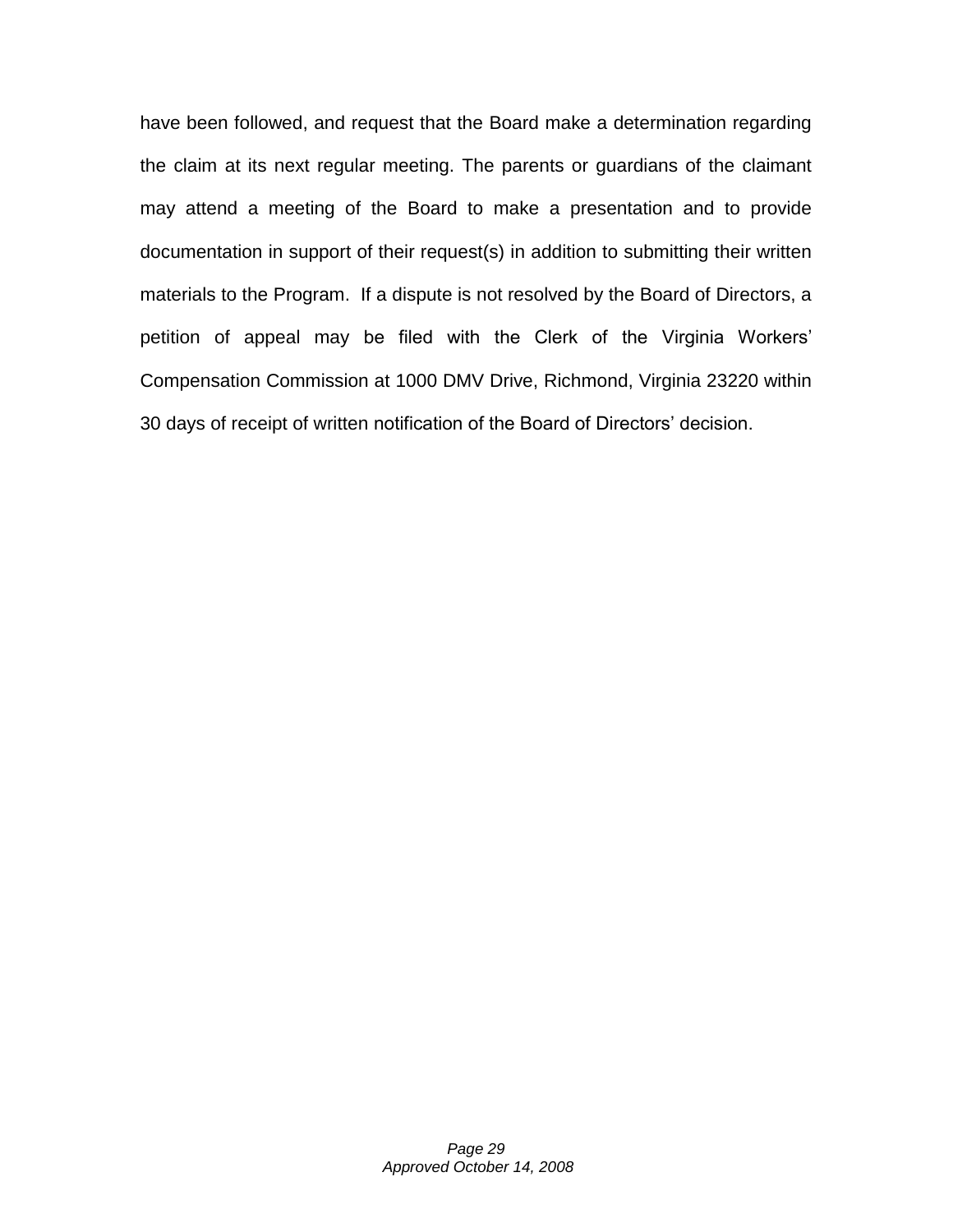have been followed, and request that the Board make a determination regarding the claim at its next regular meeting. The parents or guardians of the claimant may attend a meeting of the Board to make a presentation and to provide documentation in support of their request(s) in addition to submitting their written materials to the Program. If a dispute is not resolved by the Board of Directors, a petition of appeal may be filed with the Clerk of the Virginia Workers' Compensation Commission at 1000 DMV Drive, Richmond, Virginia 23220 within 30 days of receipt of written notification of the Board of Directors' decision.